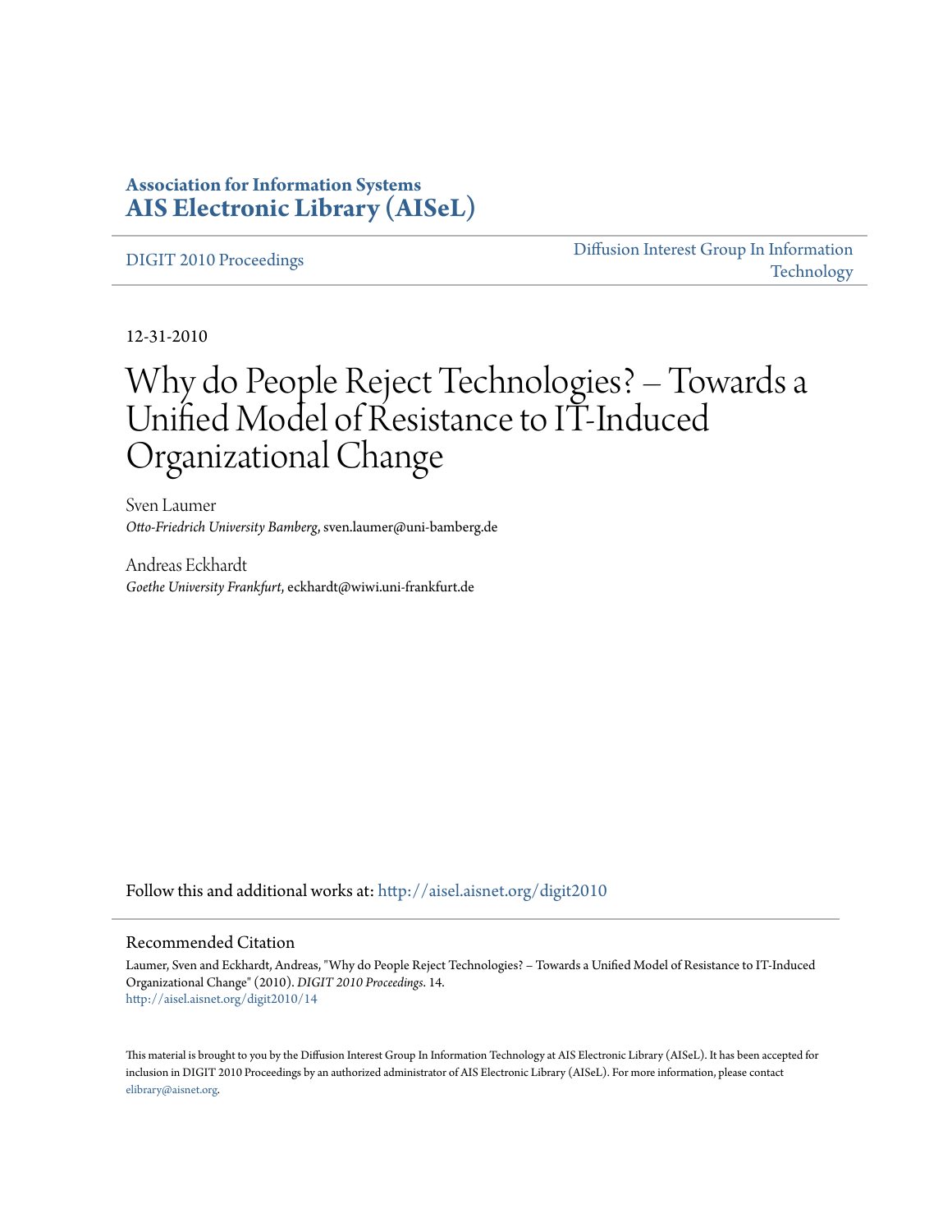**Association for Information Systems**
**AIS Electronic Library (AISeL)**

DIGIT 2010 Proceedings

Diffusion Interest Group In Information Technology

12-31-2010

# Why do People Reject Technologies? – Towards a Unified Model of Resistance to IT-Induced Organizational Change

Sven Laumer
*Otto-Friedrich University Bamberg*, sven.laumer@uni-bamberg.de

Andreas Eckhardt
*Goethe University Frankfurt*, eckhardt@wiwi.uni-frankfurt.de

Follow this and additional works at: http://aisel.aisnet.org/digit2010

## Recommended Citation

Laumer, Sven and Eckhardt, Andreas, "Why do People Reject Technologies? – Towards a Unified Model of Resistance to IT-Induced Organizational Change" (2010). *DIGIT 2010 Proceedings*. 14.
http://aisel.aisnet.org/digit2010/14

This material is brought to you by the Diffusion Interest Group In Information Technology at AIS Electronic Library (AISeL). It has been accepted for inclusion in DIGIT 2010 Proceedings by an authorized administrator of AIS Electronic Library (AISeL). For more information, please contact elibrary@aisnet.org.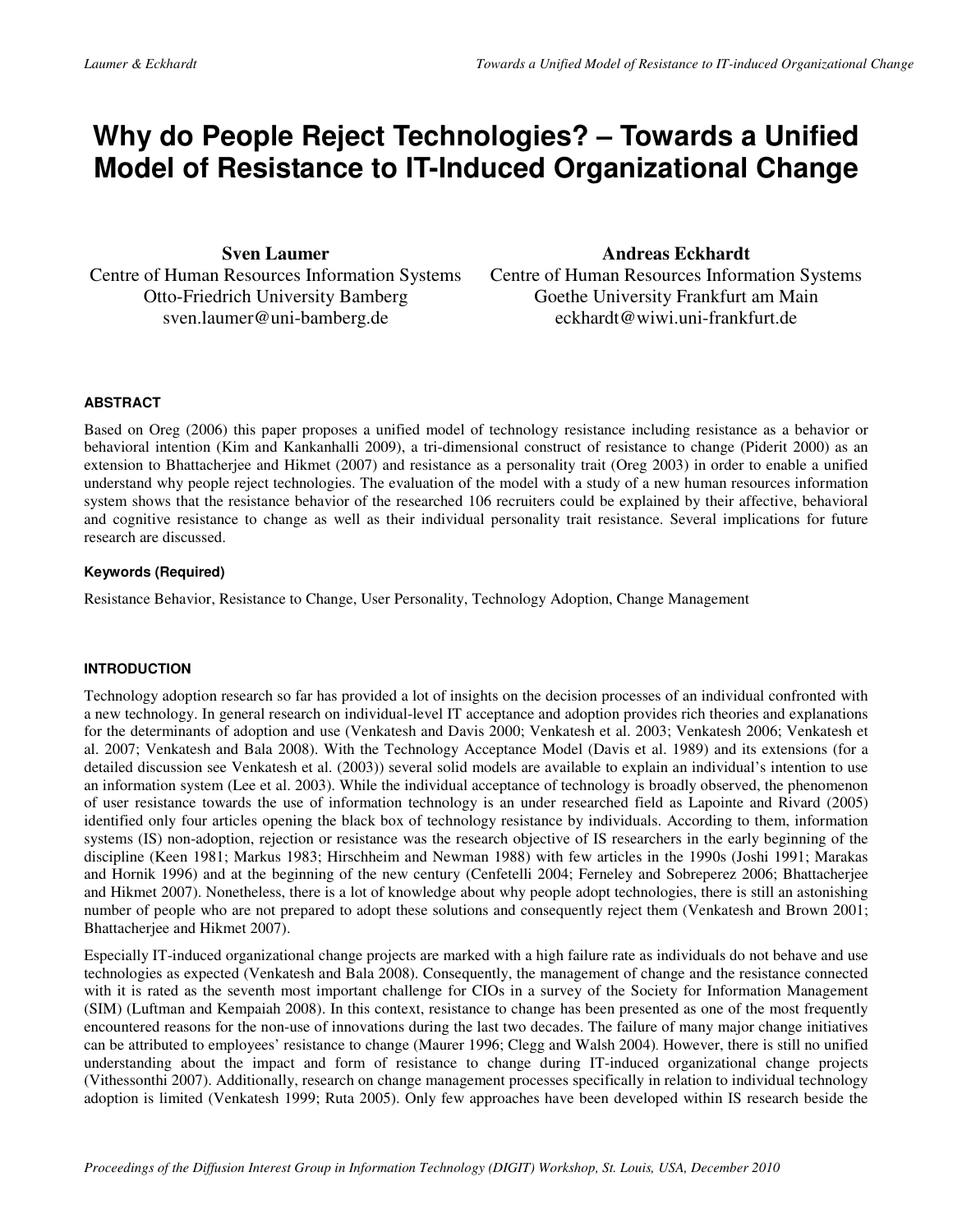# Why do People Reject Technologies? – Towards a Unified Model of Resistance to IT-Induced Organizational Change

**Sven Laumer**
Centre of Human Resources Information Systems
Otto-Friedrich University Bamberg
sven.laumer@uni-bamberg.de

**Andreas Eckhardt**
Centre of Human Resources Information Systems
Goethe University Frankfurt am Main
eckhardt@wiwi.uni-frankfurt.de

#### ABSTRACT

Based on Oreg (2006) this paper proposes a unified model of technology resistance including resistance as a behavior or behavioral intention (Kim and Kankanhalli 2009), a tri-dimensional construct of resistance to change (Piderit 2000) as an extension to Bhattacherjee and Hikmet (2007) and resistance as a personality trait (Oreg 2003) in order to enable a unified understand why people reject technologies. The evaluation of the model with a study of a new human resources information system shows that the resistance behavior of the researched 106 recruiters could be explained by their affective, behavioral and cognitive resistance to change as well as their individual personality trait resistance. Several implications for future research are discussed.

#### Keywords (Required)

Resistance Behavior, Resistance to Change, User Personality, Technology Adoption, Change Management

#### INTRODUCTION

Technology adoption research so far has provided a lot of insights on the decision processes of an individual confronted with a new technology. In general research on individual-level IT acceptance and adoption provides rich theories and explanations for the determinants of adoption and use (Venkatesh and Davis 2000; Venkatesh et al. 2003; Venkatesh 2006; Venkatesh et al. 2007; Venkatesh and Bala 2008). With the Technology Acceptance Model (Davis et al. 1989) and its extensions (for a detailed discussion see Venkatesh et al. (2003)) several solid models are available to explain an individual's intention to use an information system (Lee et al. 2003). While the individual acceptance of technology is broadly observed, the phenomenon of user resistance towards the use of information technology is an under researched field as Lapointe and Rivard (2005) identified only four articles opening the black box of technology resistance by individuals. According to them, information systems (IS) non-adoption, rejection or resistance was the research objective of IS researchers in the early beginning of the discipline (Keen 1981; Markus 1983; Hirschheim and Newman 1988) with few articles in the 1990s (Joshi 1991; Marakas and Hornik 1996) and at the beginning of the new century (Cenfetelli 2004; Ferneley and Sobreperez 2006; Bhattacherjee and Hikmet 2007). Nonetheless, there is a lot of knowledge about why people adopt technologies, there is still an astonishing number of people who are not prepared to adopt these solutions and consequently reject them (Venkatesh and Brown 2001; Bhattacherjee and Hikmet 2007).

Especially IT-induced organizational change projects are marked with a high failure rate as individuals do not behave and use technologies as expected (Venkatesh and Bala 2008). Consequently, the management of change and the resistance connected with it is rated as the seventh most important challenge for CIOs in a survey of the Society for Information Management (SIM) (Luftman and Kempaiah 2008). In this context, resistance to change has been presented as one of the most frequently encountered reasons for the non-use of innovations during the last two decades. The failure of many major change initiatives can be attributed to employees' resistance to change (Maurer 1996; Clegg and Walsh 2004). However, there is still no unified understanding about the impact and form of resistance to change during IT-induced organizational change projects (Vithessonthi 2007). Additionally, research on change management processes specifically in relation to individual technology adoption is limited (Venkatesh 1999; Ruta 2005). Only few approaches have been developed within IS research beside the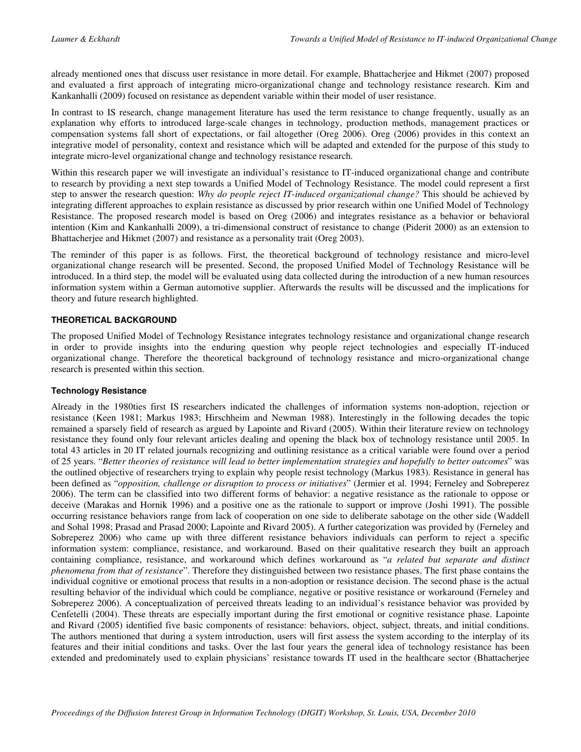already mentioned ones that discuss user resistance in more detail. For example, Bhattacherjee and Hikmet (2007) proposed and evaluated a first approach of integrating micro-organizational change and technology resistance research. Kim and Kankanhalli (2009) focused on resistance as dependent variable within their model of user resistance.

In contrast to IS research, change management literature has used the term resistance to change frequently, usually as an explanation why efforts to introduced large-scale changes in technology, production methods, management practices or compensation systems fall short of expectations, or fail altogether (Oreg 2006). Oreg (2006) provides in this context an integrative model of personality, context and resistance which will be adapted and extended for the purpose of this study to integrate micro-level organizational change and technology resistance research.

Within this research paper we will investigate an individual's resistance to IT-induced organizational change and contribute to research by providing a next step towards a Unified Model of Technology Resistance. The model could represent a first step to answer the research question: *Why do people reject IT-induced organizational change?* This should be achieved by integrating different approaches to explain resistance as discussed by prior research within one Unified Model of Technology Resistance. The proposed research model is based on Oreg (2006) and integrates resistance as a behavior or behavioral intention (Kim and Kankanhalli 2009), a tri-dimensional construct of resistance to change (Piderit 2000) as an extension to Bhattacherjee and Hikmet (2007) and resistance as a personality trait (Oreg 2003).

The reminder of this paper is as follows. First, the theoretical background of technology resistance and micro-level organizational change research will be presented. Second, the proposed Unified Model of Technology Resistance will be introduced. In a third step, the model will be evaluated using data collected during the introduction of a new human resources information system within a German automotive supplier. Afterwards the results will be discussed and the implications for theory and future research highlighted.

## THEORETICAL BACKGROUND

The proposed Unified Model of Technology Resistance integrates technology resistance and organizational change research in order to provide insights into the enduring question why people reject technologies and especially IT-induced organizational change. Therefore the theoretical background of technology resistance and micro-organizational change research is presented within this section.

### Technology Resistance

Already in the 1980ties first IS researchers indicated the challenges of information systems non-adoption, rejection or resistance (Keen 1981; Markus 1983; Hirschheim and Newman 1988). Interestingly in the following decades the topic remained a sparsely field of research as argued by Lapointe and Rivard (2005). Within their literature review on technology resistance they found only four relevant articles dealing and opening the black box of technology resistance until 2005. In total 43 articles in 20 IT related journals recognizing and outlining resistance as a critical variable were found over a period of 25 years. "*Better theories of resistance will lead to better implementation strategies and hopefully to better outcomes*" was the outlined objective of researchers trying to explain why people resist technology (Markus 1983). Resistance in general has been defined as "*opposition, challenge or disruption to process or initiatives*" (Jermier et al. 1994; Ferneley and Sobreperez 2006). The term can be classified into two different forms of behavior: a negative resistance as the rationale to oppose or deceive (Marakas and Hornik 1996) and a positive one as the rationale to support or improve (Joshi 1991). The possible occurring resistance behaviors range from lack of cooperation on one side to deliberate sabotage on the other side (Waddell and Sohal 1998; Prasad and Prasad 2000; Lapointe and Rivard 2005). A further categorization was provided by (Ferneley and Sobreperez 2006) who came up with three different resistance behaviors individuals can perform to reject a specific information system: compliance, resistance, and workaround. Based on their qualitative research they built an approach containing compliance, resistance, and workaround which defines workaround as "*a related but separate and distinct phenomena from that of resistance*". Therefore they distinguished between two resistance phases. The first phase contains the individual cognitive or emotional process that results in a non-adoption or resistance decision. The second phase is the actual resulting behavior of the individual which could be compliance, negative or positive resistance or workaround (Ferneley and Sobreperez 2006). A conceptualization of perceived threats leading to an individual's resistance behavior was provided by Cenfetelli (2004). These threats are especially important during the first emotional or cognitive resistance phase. Lapointe and Rivard (2005) identified five basic components of resistance: behaviors, object, subject, threats, and initial conditions. The authors mentioned that during a system introduction, users will first assess the system according to the interplay of its features and their initial conditions and tasks. Over the last four years the general idea of technology resistance has been extended and predominately used to explain physicians' resistance towards IT used in the healthcare sector (Bhattacherjee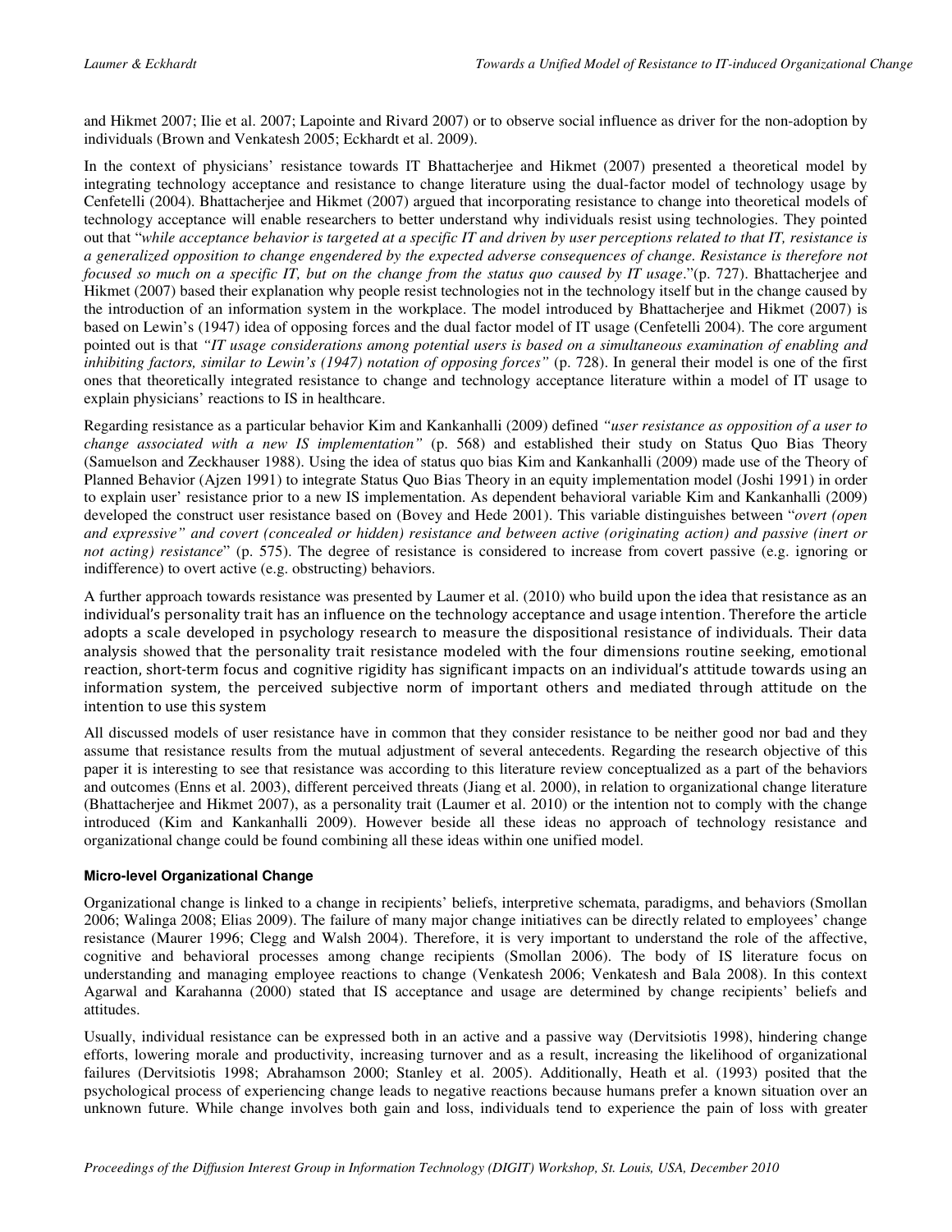and Hikmet 2007; Ilie et al. 2007; Lapointe and Rivard 2007) or to observe social influence as driver for the non-adoption by individuals (Brown and Venkatesh 2005; Eckhardt et al. 2009).

In the context of physicians' resistance towards IT Bhattacherjee and Hikmet (2007) presented a theoretical model by integrating technology acceptance and resistance to change literature using the dual-factor model of technology usage by Cenfetelli (2004). Bhattacherjee and Hikmet (2007) argued that incorporating resistance to change into theoretical models of technology acceptance will enable researchers to better understand why individuals resist using technologies. They pointed out that "*while acceptance behavior is targeted at a specific IT and driven by user perceptions related to that IT, resistance is a generalized opposition to change engendered by the expected adverse consequences of change. Resistance is therefore not focused so much on a specific IT, but on the change from the status quo caused by IT usage*."(p. 727). Bhattacherjee and Hikmet (2007) based their explanation why people resist technologies not in the technology itself but in the change caused by the introduction of an information system in the workplace. The model introduced by Bhattacherjee and Hikmet (2007) is based on Lewin's (1947) idea of opposing forces and the dual factor model of IT usage (Cenfetelli 2004). The core argument pointed out is that *"IT usage considerations among potential users is based on a simultaneous examination of enabling and inhibiting factors, similar to Lewin's (1947) notation of opposing forces"* (p. 728). In general their model is one of the first ones that theoretically integrated resistance to change and technology acceptance literature within a model of IT usage to explain physicians' reactions to IS in healthcare.

Regarding resistance as a particular behavior Kim and Kankanhalli (2009) defined *"user resistance as opposition of a user to change associated with a new IS implementation"* (p. 568) and established their study on Status Quo Bias Theory (Samuelson and Zeckhauser 1988). Using the idea of status quo bias Kim and Kankanhalli (2009) made use of the Theory of Planned Behavior (Ajzen 1991) to integrate Status Quo Bias Theory in an equity implementation model (Joshi 1991) in order to explain user' resistance prior to a new IS implementation. As dependent behavioral variable Kim and Kankanhalli (2009) developed the construct user resistance based on (Bovey and Hede 2001). This variable distinguishes between "*overt (open and expressive" and covert (concealed or hidden) resistance and between active (originating action) and passive (inert or not acting) resistance*" (p. 575). The degree of resistance is considered to increase from covert passive (e.g. ignoring or indifference) to overt active (e.g. obstructing) behaviors.

A further approach towards resistance was presented by Laumer et al. (2010) who build upon the idea that resistance as an individual's personality trait has an influence on the technology acceptance and usage intention. Therefore the article adopts a scale developed in psychology research to measure the dispositional resistance of individuals. Their data analysis showed that the personality trait resistance modeled with the four dimensions routine seeking, emotional reaction, short-term focus and cognitive rigidity has significant impacts on an individual's attitude towards using an information system, the perceived subjective norm of important others and mediated through attitude on the intention to use this system

All discussed models of user resistance have in common that they consider resistance to be neither good nor bad and they assume that resistance results from the mutual adjustment of several antecedents. Regarding the research objective of this paper it is interesting to see that resistance was according to this literature review conceptualized as a part of the behaviors and outcomes (Enns et al. 2003), different perceived threats (Jiang et al. 2000), in relation to organizational change literature (Bhattacherjee and Hikmet 2007), as a personality trait (Laumer et al. 2010) or the intention not to comply with the change introduced (Kim and Kankanhalli 2009). However beside all these ideas no approach of technology resistance and organizational change could be found combining all these ideas within one unified model.

#### Micro-level Organizational Change

Organizational change is linked to a change in recipients' beliefs, interpretive schemata, paradigms, and behaviors (Smollan 2006; Walinga 2008; Elias 2009). The failure of many major change initiatives can be directly related to employees' change resistance (Maurer 1996; Clegg and Walsh 2004). Therefore, it is very important to understand the role of the affective, cognitive and behavioral processes among change recipients (Smollan 2006). The body of IS literature focus on understanding and managing employee reactions to change (Venkatesh 2006; Venkatesh and Bala 2008). In this context Agarwal and Karahanna (2000) stated that IS acceptance and usage are determined by change recipients' beliefs and attitudes.

Usually, individual resistance can be expressed both in an active and a passive way (Dervitsiotis 1998), hindering change efforts, lowering morale and productivity, increasing turnover and as a result, increasing the likelihood of organizational failures (Dervitsiotis 1998; Abrahamson 2000; Stanley et al. 2005). Additionally, Heath et al. (1993) posited that the psychological process of experiencing change leads to negative reactions because humans prefer a known situation over an unknown future. While change involves both gain and loss, individuals tend to experience the pain of loss with greater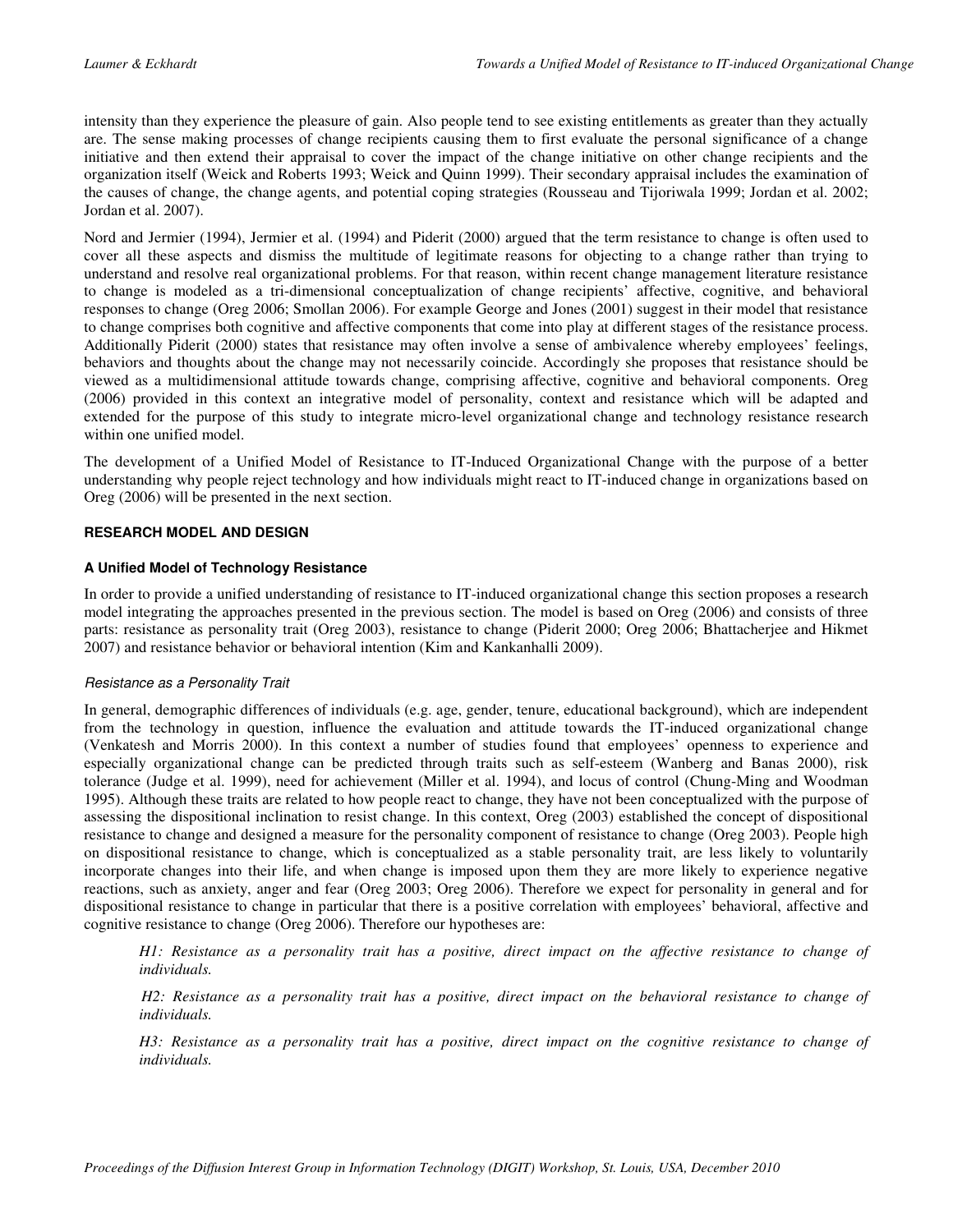intensity than they experience the pleasure of gain. Also people tend to see existing entitlements as greater than they actually are. The sense making processes of change recipients causing them to first evaluate the personal significance of a change initiative and then extend their appraisal to cover the impact of the change initiative on other change recipients and the organization itself (Weick and Roberts 1993; Weick and Quinn 1999). Their secondary appraisal includes the examination of the causes of change, the change agents, and potential coping strategies (Rousseau and Tijoriwala 1999; Jordan et al. 2002; Jordan et al. 2007).

Nord and Jermier (1994), Jermier et al. (1994) and Piderit (2000) argued that the term resistance to change is often used to cover all these aspects and dismiss the multitude of legitimate reasons for objecting to a change rather than trying to understand and resolve real organizational problems. For that reason, within recent change management literature resistance to change is modeled as a tri-dimensional conceptualization of change recipients' affective, cognitive, and behavioral responses to change (Oreg 2006; Smollan 2006). For example George and Jones (2001) suggest in their model that resistance to change comprises both cognitive and affective components that come into play at different stages of the resistance process. Additionally Piderit (2000) states that resistance may often involve a sense of ambivalence whereby employees' feelings, behaviors and thoughts about the change may not necessarily coincide. Accordingly she proposes that resistance should be viewed as a multidimensional attitude towards change, comprising affective, cognitive and behavioral components. Oreg (2006) provided in this context an integrative model of personality, context and resistance which will be adapted and extended for the purpose of this study to integrate micro-level organizational change and technology resistance research within one unified model.

The development of a Unified Model of Resistance to IT-Induced Organizational Change with the purpose of a better understanding why people reject technology and how individuals might react to IT-induced change in organizations based on Oreg (2006) will be presented in the next section.

## RESEARCH MODEL AND DESIGN

### A Unified Model of Technology Resistance

In order to provide a unified understanding of resistance to IT-induced organizational change this section proposes a research model integrating the approaches presented in the previous section. The model is based on Oreg (2006) and consists of three parts: resistance as personality trait (Oreg 2003), resistance to change (Piderit 2000; Oreg 2006; Bhattacherjee and Hikmet 2007) and resistance behavior or behavioral intention (Kim and Kankanhalli 2009).

#### *Resistance as a Personality Trait*

In general, demographic differences of individuals (e.g. age, gender, tenure, educational background), which are independent from the technology in question, influence the evaluation and attitude towards the IT-induced organizational change (Venkatesh and Morris 2000). In this context a number of studies found that employees' openness to experience and especially organizational change can be predicted through traits such as self-esteem (Wanberg and Banas 2000), risk tolerance (Judge et al. 1999), need for achievement (Miller et al. 1994), and locus of control (Chung-Ming and Woodman 1995). Although these traits are related to how people react to change, they have not been conceptualized with the purpose of assessing the dispositional inclination to resist change. In this context, Oreg (2003) established the concept of dispositional resistance to change and designed a measure for the personality component of resistance to change (Oreg 2003). People high on dispositional resistance to change, which is conceptualized as a stable personality trait, are less likely to voluntarily incorporate changes into their life, and when change is imposed upon them they are more likely to experience negative reactions, such as anxiety, anger and fear (Oreg 2003; Oreg 2006). Therefore we expect for personality in general and for dispositional resistance to change in particular that there is a positive correlation with employees' behavioral, affective and cognitive resistance to change (Oreg 2006). Therefore our hypotheses are:

> *H1: Resistance as a personality trait has a positive, direct impact on the affective resistance to change of individuals.*
>
> *H2: Resistance as a personality trait has a positive, direct impact on the behavioral resistance to change of individuals.*
>
> *H3: Resistance as a personality trait has a positive, direct impact on the cognitive resistance to change of individuals.*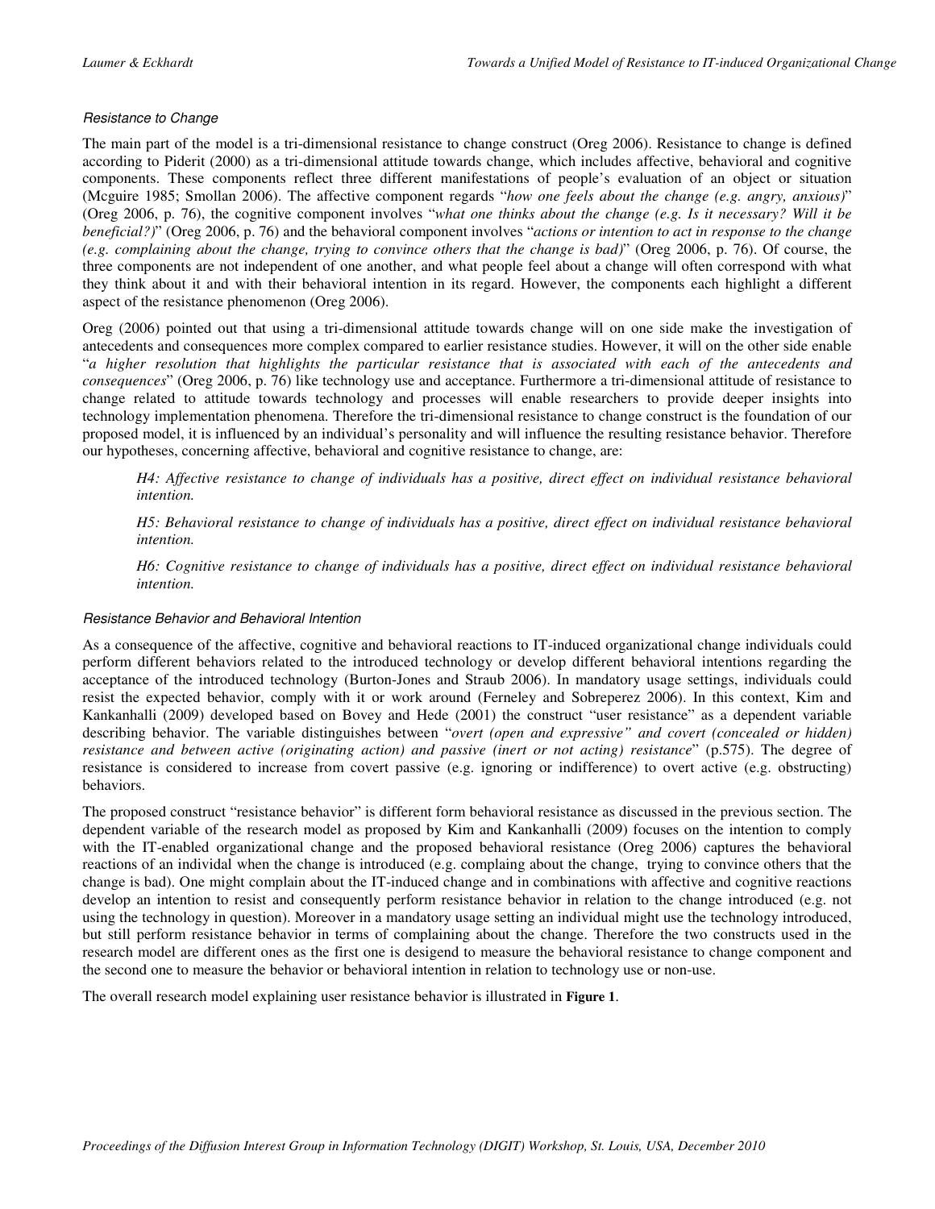### *Resistance to Change*

The main part of the model is a tri-dimensional resistance to change construct (Oreg 2006). Resistance to change is defined according to Piderit (2000) as a tri-dimensional attitude towards change, which includes affective, behavioral and cognitive components. These components reflect three different manifestations of people's evaluation of an object or situation (Mcguire 1985; Smollan 2006). The affective component regards "*how one feels about the change (e.g. angry, anxious)*" (Oreg 2006, p. 76), the cognitive component involves "*what one thinks about the change (e.g. Is it necessary? Will it be beneficial?)*" (Oreg 2006, p. 76) and the behavioral component involves "*actions or intention to act in response to the change (e.g. complaining about the change, trying to convince others that the change is bad)*" (Oreg 2006, p. 76). Of course, the three components are not independent of one another, and what people feel about a change will often correspond with what they think about it and with their behavioral intention in its regard. However, the components each highlight a different aspect of the resistance phenomenon (Oreg 2006).

Oreg (2006) pointed out that using a tri-dimensional attitude towards change will on one side make the investigation of antecedents and consequences more complex compared to earlier resistance studies. However, it will on the other side enable "*a higher resolution that highlights the particular resistance that is associated with each of the antecedents and consequences*" (Oreg 2006, p. 76) like technology use and acceptance. Furthermore a tri-dimensional attitude of resistance to change related to attitude towards technology and processes will enable researchers to provide deeper insights into technology implementation phenomena. Therefore the tri-dimensional resistance to change construct is the foundation of our proposed model, it is influenced by an individual's personality and will influence the resulting resistance behavior. Therefore our hypotheses, concerning affective, behavioral and cognitive resistance to change, are:

> *H4: Affective resistance to change of individuals has a positive, direct effect on individual resistance behavioral intention.*
>
> *H5: Behavioral resistance to change of individuals has a positive, direct effect on individual resistance behavioral intention.*
>
> *H6: Cognitive resistance to change of individuals has a positive, direct effect on individual resistance behavioral intention.*

### *Resistance Behavior and Behavioral Intention*

As a consequence of the affective, cognitive and behavioral reactions to IT-induced organizational change individuals could perform different behaviors related to the introduced technology or develop different behavioral intentions regarding the acceptance of the introduced technology (Burton-Jones and Straub 2006). In mandatory usage settings, individuals could resist the expected behavior, comply with it or work around (Ferneley and Sobreperez 2006). In this context, Kim and Kankanhalli (2009) developed based on Bovey and Hede (2001) the construct "user resistance" as a dependent variable describing behavior. The variable distinguishes between "*overt (open and expressive" and covert (concealed or hidden) resistance and between active (originating action) and passive (inert or not acting) resistance*" (p.575). The degree of resistance is considered to increase from covert passive (e.g. ignoring or indifference) to overt active (e.g. obstructing) behaviors.

The proposed construct "resistance behavior" is different form behavioral resistance as discussed in the previous section. The dependent variable of the research model as proposed by Kim and Kankanhalli (2009) focuses on the intention to comply with the IT-enabled organizational change and the proposed behavioral resistance (Oreg 2006) captures the behavioral reactions of an individal when the change is introduced (e.g. complaing about the change, trying to convince others that the change is bad). One might complain about the IT-induced change and in combinations with affective and cognitive reactions develop an intention to resist and consequently perform resistance behavior in relation to the change introduced (e.g. not using the technology in question). Moreover in a mandatory usage setting an individual might use the technology introduced, but still perform resistance behavior in terms of complaining about the change. Therefore the two constructs used in the research model are different ones as the first one is desigend to measure the behavioral resistance to change component and the second one to measure the behavior or behavioral intention in relation to technology use or non-use.

The overall research model explaining user resistance behavior is illustrated in **Figure 1**.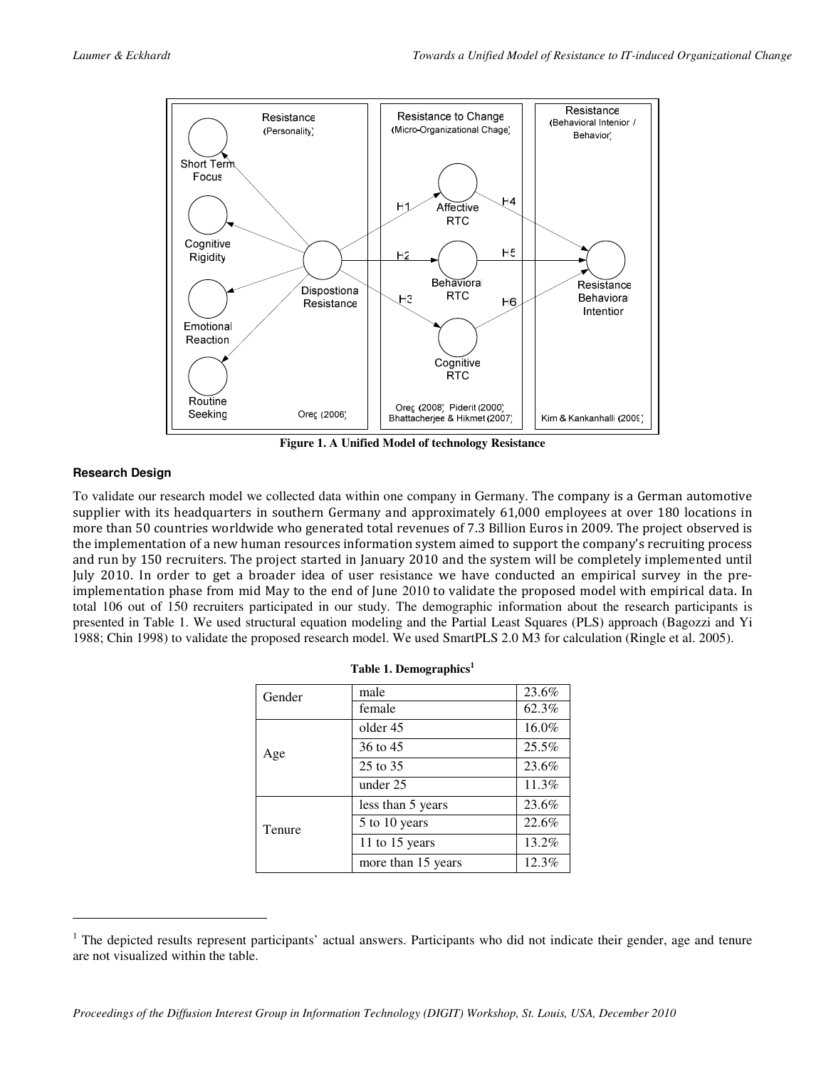Figure 1. A Unified Model of technology Resistance

### Research Design

To validate our research model we collected data within one company in Germany. The company is a German automotive supplier with its headquarters in southern Germany and approximately 61,000 employees at over 180 locations in more than 50 countries worldwide who generated total revenues of 7.3 Billion Euros in 2009. The project observed is the implementation of a new human resources information system aimed to support the company's recruiting process and run by 150 recruiters. The project started in January 2010 and the system will be completely implemented until July 2010. In order to get a broader idea of user resistance we have conducted an empirical survey in the pre-implementation phase from mid May to the end of June 2010 to validate the proposed model with empirical data. In total 106 out of 150 recruiters participated in our study. The demographic information about the research participants is presented in Table 1. We used structural equation modeling and the Partial Least Squares (PLS) approach (Bagozzi and Yi 1988; Chin 1998) to validate the proposed research model. We used SmartPLS 2.0 M3 for calculation (Ringle et al. 2005).

**Table 1. Demographics[1]**

| | | |
|---|---|---|
| Gender | male | 23.6% |
| | female | 62.3% |
| Age | older 45 | 16.0% |
| | 36 to 45 | 25.5% |
| | 25 to 35 | 23.6% |
| | under 25 | 11.3% |
| Tenure | less than 5 years | 23.6% |
| | 5 to 10 years | 22.6% |
| | 11 to 15 years | 13.2% |
| | more than 15 years | 12.3% |

[1] The depicted results represent participants' actual answers. Participants who did not indicate their gender, age and tenure are not visualized within the table.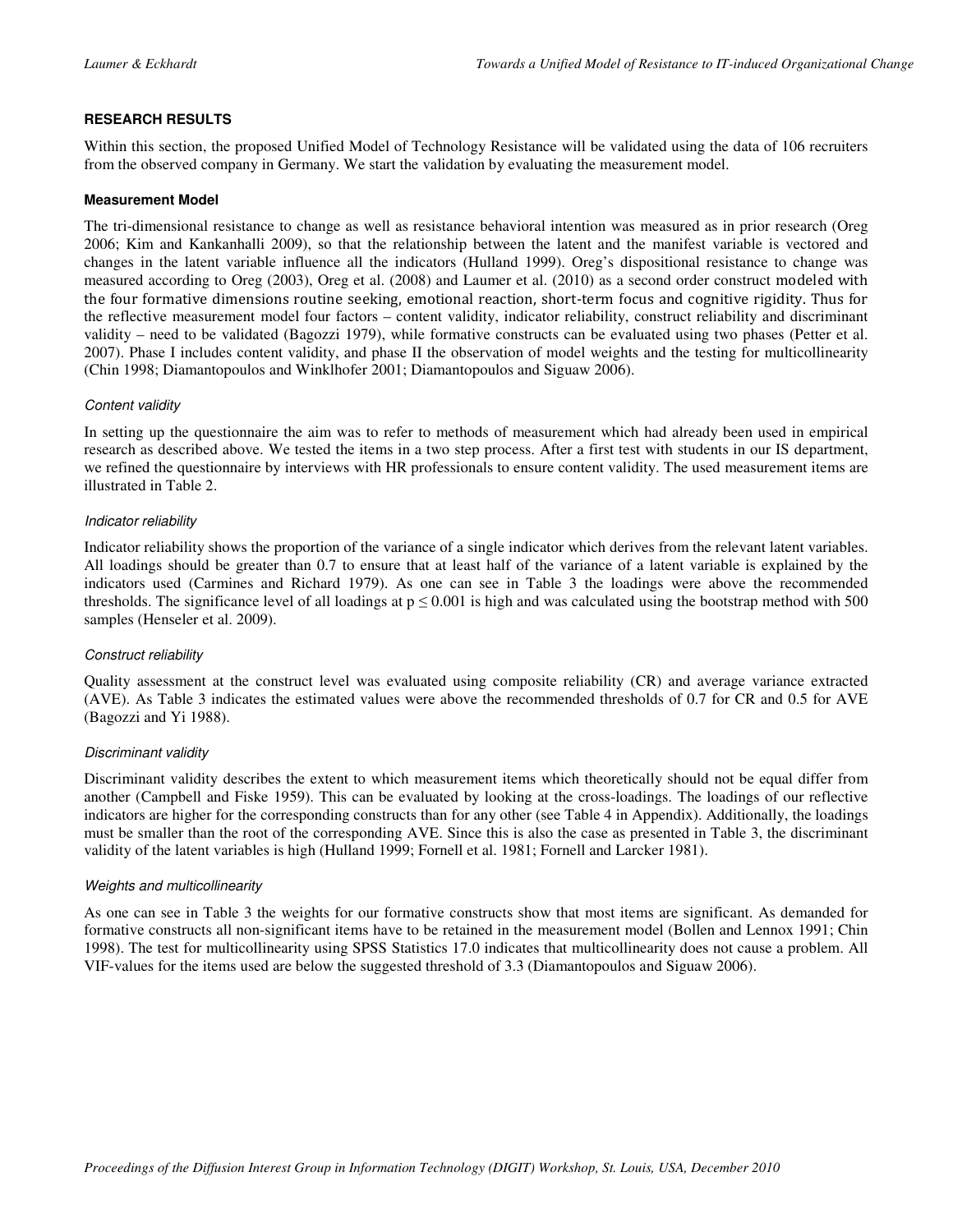### RESEARCH RESULTS

Within this section, the proposed Unified Model of Technology Resistance will be validated using the data of 106 recruiters from the observed company in Germany. We start the validation by evaluating the measurement model.

#### Measurement Model

The tri-dimensional resistance to change as well as resistance behavioral intention was measured as in prior research (Oreg 2006; Kim and Kankanhalli 2009), so that the relationship between the latent and the manifest variable is vectored and changes in the latent variable influence all the indicators (Hulland 1999). Oreg's dispositional resistance to change was measured according to Oreg (2003), Oreg et al. (2008) and Laumer et al. (2010) as a second order construct modeled with the four formative dimensions routine seeking, emotional reaction, short-term focus and cognitive rigidity. Thus for the reflective measurement model four factors – content validity, indicator reliability, construct reliability and discriminant validity – need to be validated (Bagozzi 1979), while formative constructs can be evaluated using two phases (Petter et al. 2007). Phase I includes content validity, and phase II the observation of model weights and the testing for multicollinearity (Chin 1998; Diamantopoulos and Winklhofer 2001; Diamantopoulos and Siguaw 2006).

*Content validity*

In setting up the questionnaire the aim was to refer to methods of measurement which had already been used in empirical research as described above. We tested the items in a two step process. After a first test with students in our IS department, we refined the questionnaire by interviews with HR professionals to ensure content validity. The used measurement items are illustrated in Table 2.

*Indicator reliability*

Indicator reliability shows the proportion of the variance of a single indicator which derives from the relevant latent variables. All loadings should be greater than 0.7 to ensure that at least half of the variance of a latent variable is explained by the indicators used (Carmines and Richard 1979). As one can see in Table 3 the loadings were above the recommended thresholds. The significance level of all loadings at $p \leq 0.001$ is high and was calculated using the bootstrap method with 500 samples (Henseler et al. 2009).

*Construct reliability*

Quality assessment at the construct level was evaluated using composite reliability (CR) and average variance extracted (AVE). As Table 3 indicates the estimated values were above the recommended thresholds of 0.7 for CR and 0.5 for AVE (Bagozzi and Yi 1988).

*Discriminant validity*

Discriminant validity describes the extent to which measurement items which theoretically should not be equal differ from another (Campbell and Fiske 1959). This can be evaluated by looking at the cross-loadings. The loadings of our reflective indicators are higher for the corresponding constructs than for any other (see Table 4 in Appendix). Additionally, the loadings must be smaller than the root of the corresponding AVE. Since this is also the case as presented in Table 3, the discriminant validity of the latent variables is high (Hulland 1999; Fornell et al. 1981; Fornell and Larcker 1981).

*Weights and multicollinearity*

As one can see in Table 3 the weights for our formative constructs show that most items are significant. As demanded for formative constructs all non-significant items have to be retained in the measurement model (Bollen and Lennox 1991; Chin 1998). The test for multicollinearity using SPSS Statistics 17.0 indicates that multicollinearity does not cause a problem. All VIF-values for the items used are below the suggested threshold of 3.3 (Diamantopoulos and Siguaw 2006).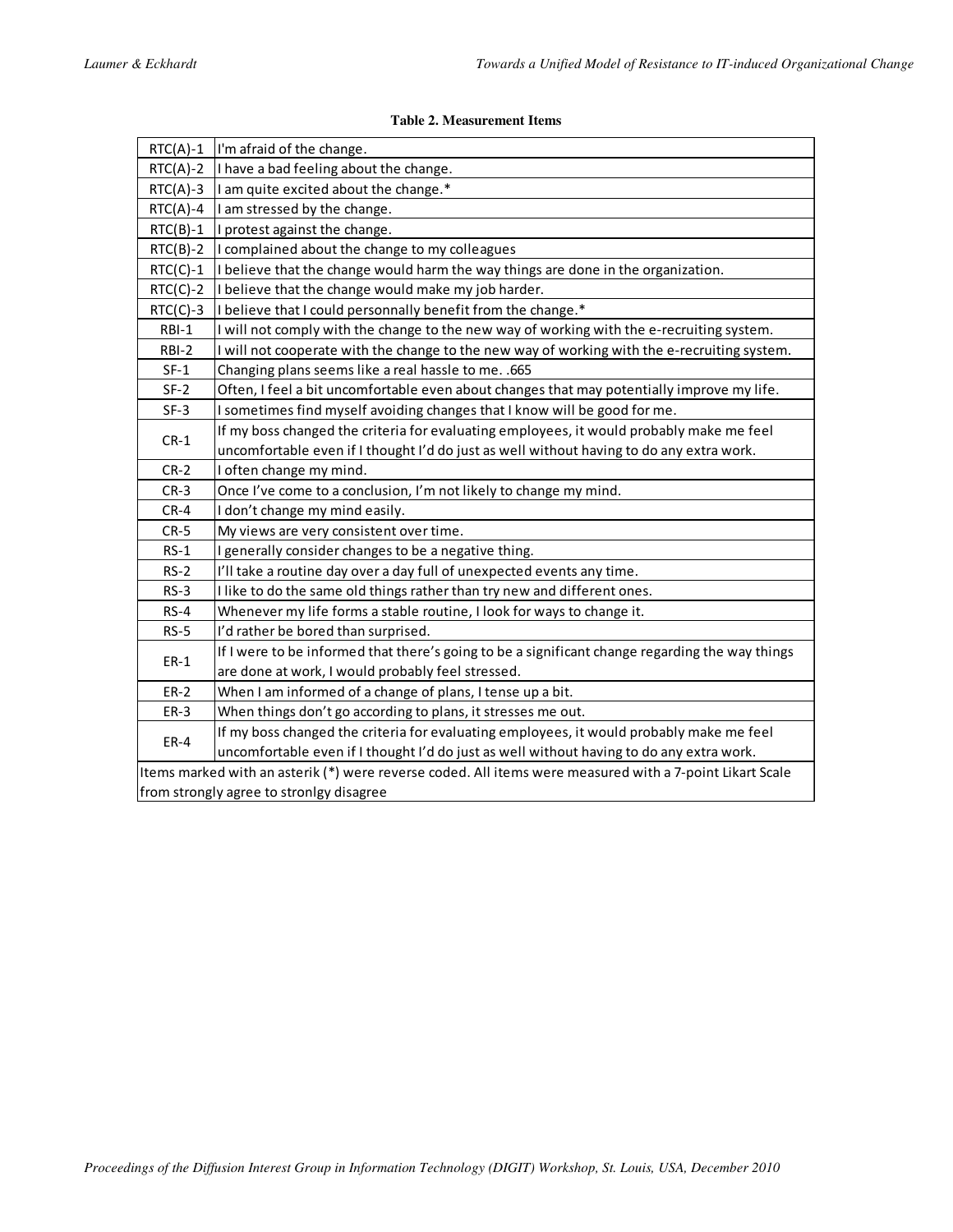**Table 2. Measurement Items**

| | |
|---|---|
| RTC(A)-1 | I'm afraid of the change. |
| RTC(A)-2 | I have a bad feeling about the change. |
| RTC(A)-3 | I am quite excited about the change.* |
| RTC(A)-4 | I am stressed by the change. |
| RTC(B)-1 | I protest against the change. |
| RTC(B)-2 | I complained about the change to my colleagues |
| RTC(C)-1 | I believe that the change would harm the way things are done in the organization. |
| RTC(C)-2 | I believe that the change would make my job harder. |
| RTC(C)-3 | I believe that I could personnally benefit from the change.* |
| RBI-1 | I will not comply with the change to the new way of working with the e-recruiting system. |
| RBI-2 | I will not cooperate with the change to the new way of working with the e-recruiting system. |
| SF-1 | Changing plans seems like a real hassle to me. .665 |
| SF-2 | Often, I feel a bit uncomfortable even about changes that may potentially improve my life. |
| SF-3 | I sometimes find myself avoiding changes that I know will be good for me. |
| CR-1 | If my boss changed the criteria for evaluating employees, it would probably make me feel uncomfortable even if I thought I'd do just as well without having to do any extra work. |
| CR-2 | I often change my mind. |
| CR-3 | Once I've come to a conclusion, I'm not likely to change my mind. |
| CR-4 | I don't change my mind easily. |
| CR-5 | My views are very consistent over time. |
| RS-1 | I generally consider changes to be a negative thing. |
| RS-2 | I'll take a routine day over a day full of unexpected events any time. |
| RS-3 | I like to do the same old things rather than try new and different ones. |
| RS-4 | Whenever my life forms a stable routine, I look for ways to change it. |
| RS-5 | I'd rather be bored than surprised. |
| ER-1 | If I were to be informed that there's going to be a significant change regarding the way things are done at work, I would probably feel stressed. |
| ER-2 | When I am informed of a change of plans, I tense up a bit. |
| ER-3 | When things don't go according to plans, it stresses me out. |
| ER-4 | If my boss changed the criteria for evaluating employees, it would probably make me feel uncomfortable even if I thought I'd do just as well without having to do any extra work. |

Items marked with an asterik (*) were reverse coded. All items were measured with a 7-point Likart Scale from strongly agree to stronlgy disagree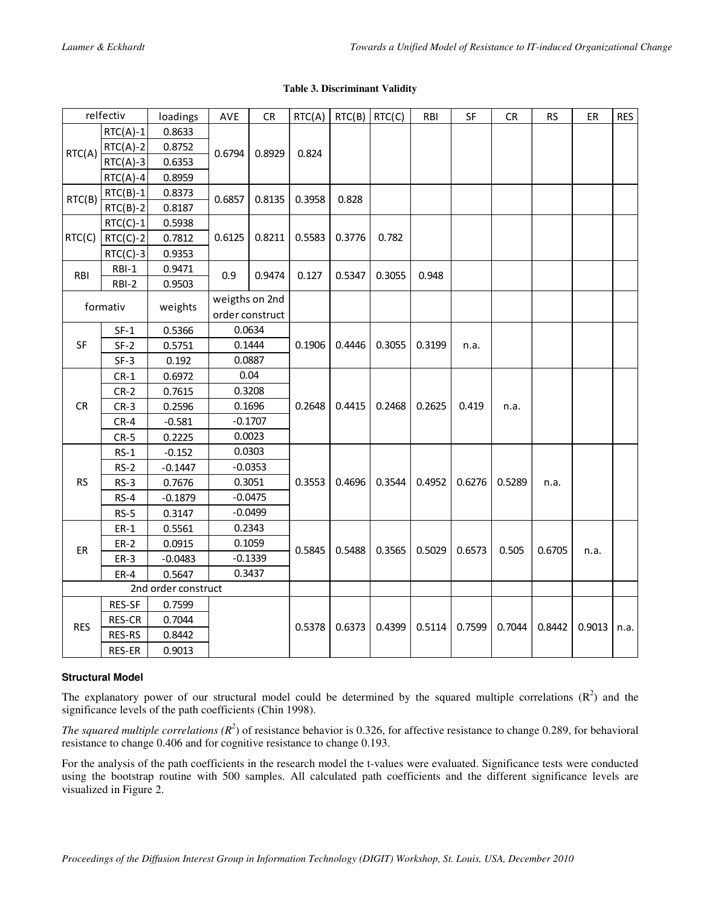**Table 3. Discriminant Validity**

| relfectiv | | loadings | AVE | CR | RTC(A) | RTC(B) | RTC(C) | RBI | SF | CR | RS | ER | RES |
|---|---|---|---|---|---|---|---|---|---|---|---|---|---|
| RTC(A) | RTC(A)-1 | 0.8633 | 0.6794 | 0.8929 | 0.824 | | | | | | | | |
| | RTC(A)-2 | 0.8752 | | | | | | | | | | | |
| | RTC(A)-3 | 0.6353 | | | | | | | | | | | |
| | RTC(A)-4 | 0.8959 | | | | | | | | | | | |
| RTC(B) | RTC(B)-1 | 0.8373 | 0.6857 | 0.8135 | 0.3958 | 0.828 | | | | | | | |
| | RTC(B)-2 | 0.8187 | | | | | | | | | | | |
| RTC(C) | RTC(C)-1 | 0.5938 | 0.6125 | 0.8211 | 0.5583 | 0.3776 | 0.782 | | | | | | |
| | RTC(C)-2 | 0.7812 | | | | | | | | | | | |
| | RTC(C)-3 | 0.9353 | | | | | | | | | | | |
| RBI | RBI-1 | 0.9471 | 0.9 | 0.9474 | 0.127 | 0.5347 | 0.3055 | 0.948 | | | | | |
| | RBI-2 | 0.9503 | | | | | | | | | | | |
| formativ | | weights | weigths on 2nd order construct | | | | | | | | | | |
| SF | SF-1 | 0.5366 | 0.0634 | | 0.1906 | 0.4446 | 0.3055 | 0.3199 | n.a. | | | | |
| | SF-2 | 0.5751 | 0.1444 | | | | | | | | | | |
| | SF-3 | 0.192 | 0.0887 | | | | | | | | | | |
| CR | CR-1 | 0.6972 | 0.04 | | 0.2648 | 0.4415 | 0.2468 | 0.2625 | 0.419 | n.a. | | | |
| | CR-2 | 0.7615 | 0.3208 | | | | | | | | | | |
| | CR-3 | 0.2596 | 0.1696 | | | | | | | | | | |
| | CR-4 | -0.581 | -0.1707 | | | | | | | | | | |
| | CR-5 | 0.2225 | 0.0023 | | | | | | | | | | |
| RS | RS-1 | -0.152 | 0.0303 | | 0.3553 | 0.4696 | 0.3544 | 0.4952 | 0.6276 | 0.5289 | n.a. | | |
| | RS-2 | -0.1447 | -0.0353 | | | | | | | | | | |
| | RS-3 | 0.7676 | 0.3051 | | | | | | | | | | |
| | RS-4 | -0.1879 | -0.0475 | | | | | | | | | | |
| | RS-5 | 0.3147 | -0.0499 | | | | | | | | | | |
| ER | ER-1 | 0.5561 | 0.2343 | | 0.5845 | 0.5488 | 0.3565 | 0.5029 | 0.6573 | 0.505 | 0.6705 | n.a. | |
| | ER-2 | 0.0915 | 0.1059 | | | | | | | | | | |
| | ER-3 | -0.0483 | -0.1339 | | | | | | | | | | |
| | ER-4 | 0.5647 | 0.3437 | | | | | | | | | | |
| 2nd order construct | | | | | | | | | | | | | |
| RES | RES-SF | 0.7599 | | | 0.5378 | 0.6373 | 0.4399 | 0.5114 | 0.7599 | 0.7044 | 0.8442 | 0.9013 | n.a. |
| | RES-CR | 0.7044 | | | | | | | | | | | |
| | RES-RS | 0.8442 | | | | | | | | | | | |
| | RES-ER | 0.9013 | | | | | | | | | | | |

### Structural Model

The explanatory power of our structural model could be determined by the squared multiple correlations ($R^2$) and the significance levels of the path coefficients (Chin 1998).

*The squared multiple correlations ($R^2$)* of resistance behavior is 0.326, for affective resistance to change 0.289, for behavioral resistance to change 0.406 and for cognitive resistance to change 0.193.

For the analysis of the path coefficients in the research model the t-values were evaluated. Significance tests were conducted using the bootstrap routine with 500 samples. All calculated path coefficients and the different significance levels are visualized in Figure 2.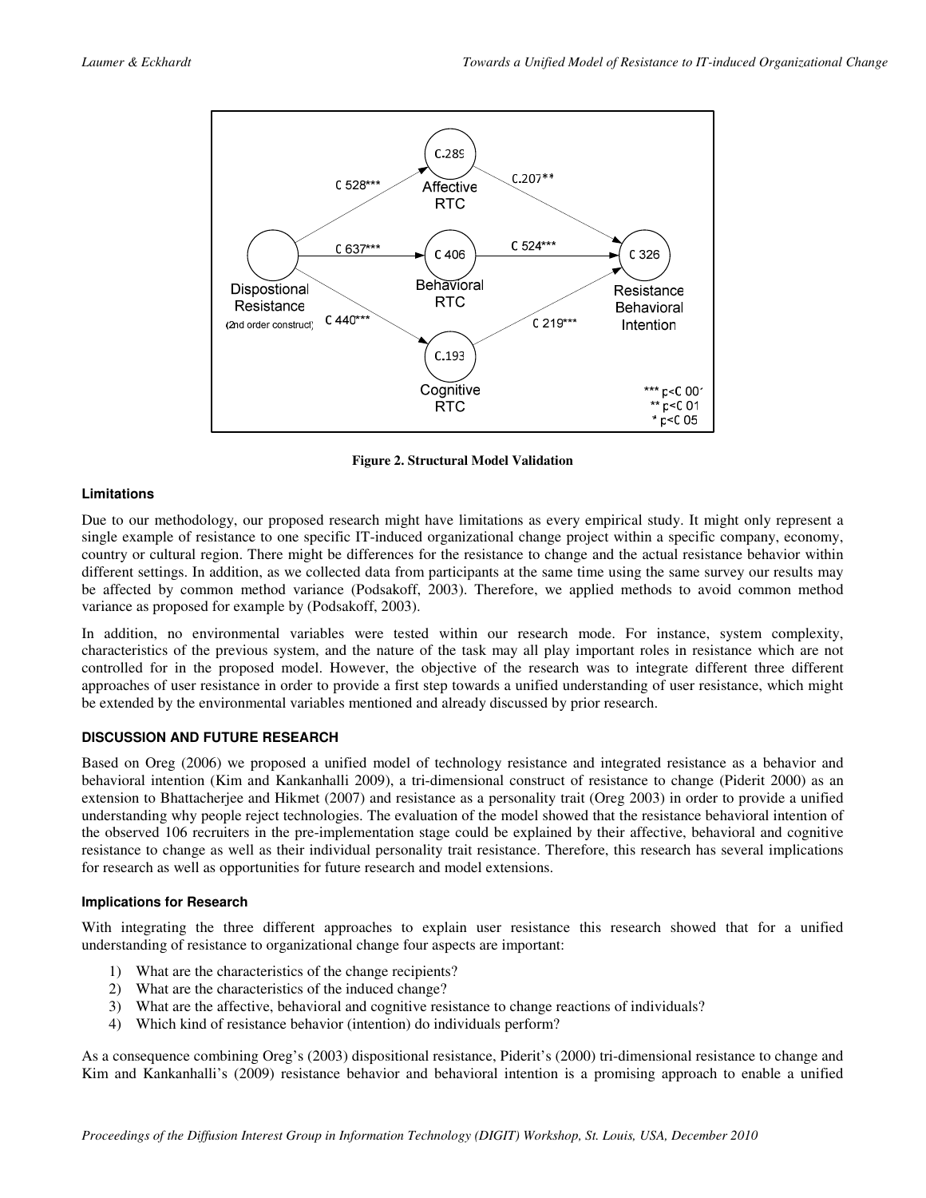Figure 2. Structural Model Validation

### Limitations

Due to our methodology, our proposed research might have limitations as every empirical study. It might only represent a single example of resistance to one specific IT-induced organizational change project within a specific company, economy, country or cultural region. There might be differences for the resistance to change and the actual resistance behavior within different settings. In addition, as we collected data from participants at the same time using the same survey our results may be affected by common method variance (Podsakoff, 2003). Therefore, we applied methods to avoid common method variance as proposed for example by (Podsakoff, 2003).

In addition, no environmental variables were tested within our research mode. For instance, system complexity, characteristics of the previous system, and the nature of the task may all play important roles in resistance which are not controlled for in the proposed model. However, the objective of the research was to integrate different three different approaches of user resistance in order to provide a first step towards a unified understanding of user resistance, which might be extended by the environmental variables mentioned and already discussed by prior research.

## DISCUSSION AND FUTURE RESEARCH

Based on Oreg (2006) we proposed a unified model of technology resistance and integrated resistance as a behavior and behavioral intention (Kim and Kankanhalli 2009), a tri-dimensional construct of resistance to change (Piderit 2000) as an extension to Bhattacherjee and Hikmet (2007) and resistance as a personality trait (Oreg 2003) in order to provide a unified understanding why people reject technologies. The evaluation of the model showed that the resistance behavioral intention of the observed 106 recruiters in the pre-implementation stage could be explained by their affective, behavioral and cognitive resistance to change as well as their individual personality trait resistance. Therefore, this research has several implications for research as well as opportunities for future research and model extensions.

### Implications for Research

With integrating the three different approaches to explain user resistance this research showed that for a unified understanding of resistance to organizational change four aspects are important:

1) What are the characteristics of the change recipients?
2) What are the characteristics of the induced change?
3) What are the affective, behavioral and cognitive resistance to change reactions of individuals?
4) Which kind of resistance behavior (intention) do individuals perform?

As a consequence combining Oreg's (2003) dispositional resistance, Piderit's (2000) tri-dimensional resistance to change and Kim and Kankanhalli's (2009) resistance behavior and behavioral intention is a promising approach to enable a unified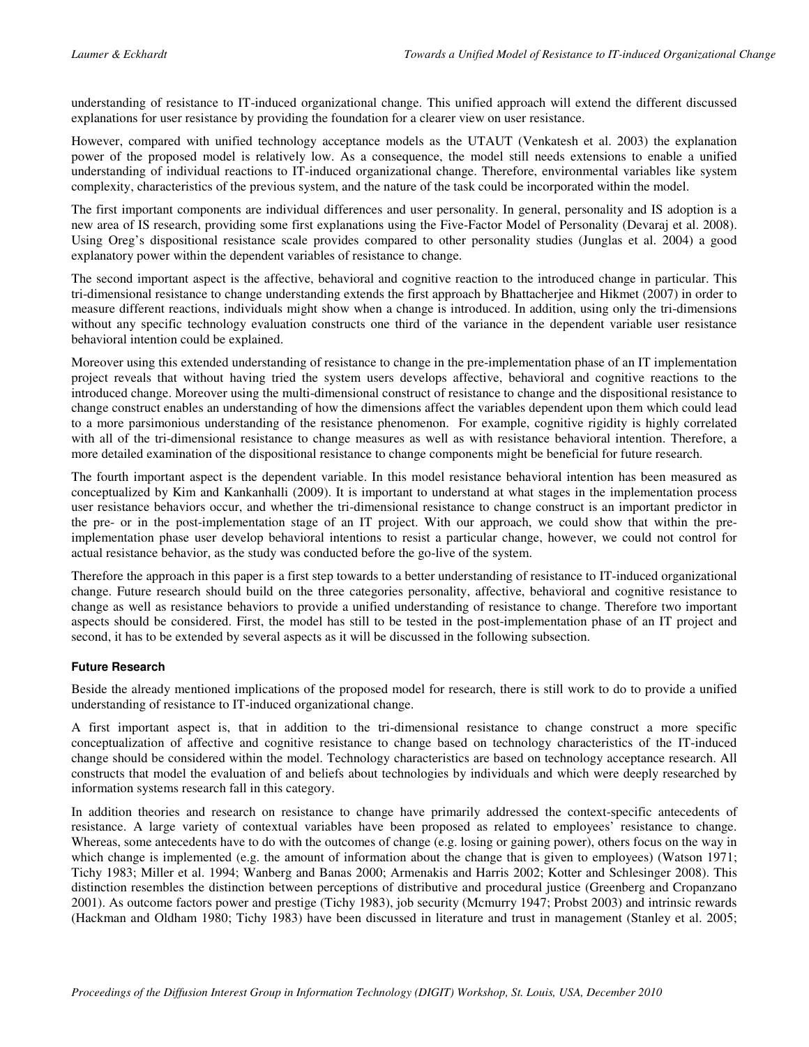understanding of resistance to IT-induced organizational change. This unified approach will extend the different discussed explanations for user resistance by providing the foundation for a clearer view on user resistance.

However, compared with unified technology acceptance models as the UTAUT (Venkatesh et al. 2003) the explanation power of the proposed model is relatively low. As a consequence, the model still needs extensions to enable a unified understanding of individual reactions to IT-induced organizational change. Therefore, environmental variables like system complexity, characteristics of the previous system, and the nature of the task could be incorporated within the model.

The first important components are individual differences and user personality. In general, personality and IS adoption is a new area of IS research, providing some first explanations using the Five-Factor Model of Personality (Devaraj et al. 2008). Using Oreg's dispositional resistance scale provides compared to other personality studies (Junglas et al. 2004) a good explanatory power within the dependent variables of resistance to change.

The second important aspect is the affective, behavioral and cognitive reaction to the introduced change in particular. This tri-dimensional resistance to change understanding extends the first approach by Bhattacherjee and Hikmet (2007) in order to measure different reactions, individuals might show when a change is introduced. In addition, using only the tri-dimensions without any specific technology evaluation constructs one third of the variance in the dependent variable user resistance behavioral intention could be explained.

Moreover using this extended understanding of resistance to change in the pre-implementation phase of an IT implementation project reveals that without having tried the system users develops affective, behavioral and cognitive reactions to the introduced change. Moreover using the multi-dimensional construct of resistance to change and the dispositional resistance to change construct enables an understanding of how the dimensions affect the variables dependent upon them which could lead to a more parsimonious understanding of the resistance phenomenon. For example, cognitive rigidity is highly correlated with all of the tri-dimensional resistance to change measures as well as with resistance behavioral intention. Therefore, a more detailed examination of the dispositional resistance to change components might be beneficial for future research.

The fourth important aspect is the dependent variable. In this model resistance behavioral intention has been measured as conceptualized by Kim and Kankanhalli (2009). It is important to understand at what stages in the implementation process user resistance behaviors occur, and whether the tri-dimensional resistance to change construct is an important predictor in the pre- or in the post-implementation stage of an IT project. With our approach, we could show that within the pre-implementation phase user develop behavioral intentions to resist a particular change, however, we could not control for actual resistance behavior, as the study was conducted before the go-live of the system.

Therefore the approach in this paper is a first step towards to a better understanding of resistance to IT-induced organizational change. Future research should build on the three categories personality, affective, behavioral and cognitive resistance to change as well as resistance behaviors to provide a unified understanding of resistance to change. Therefore two important aspects should be considered. First, the model has still to be tested in the post-implementation phase of an IT project and second, it has to be extended by several aspects as it will be discussed in the following subsection.

### Future Research

Beside the already mentioned implications of the proposed model for research, there is still work to do to provide a unified understanding of resistance to IT-induced organizational change.

A first important aspect is, that in addition to the tri-dimensional resistance to change construct a more specific conceptualization of affective and cognitive resistance to change based on technology characteristics of the IT-induced change should be considered within the model. Technology characteristics are based on technology acceptance research. All constructs that model the evaluation of and beliefs about technologies by individuals and which were deeply researched by information systems research fall in this category.

In addition theories and research on resistance to change have primarily addressed the context-specific antecedents of resistance. A large variety of contextual variables have been proposed as related to employees' resistance to change. Whereas, some antecedents have to do with the outcomes of change (e.g. losing or gaining power), others focus on the way in which change is implemented (e.g. the amount of information about the change that is given to employees) (Watson 1971; Tichy 1983; Miller et al. 1994; Wanberg and Banas 2000; Armenakis and Harris 2002; Kotter and Schlesinger 2008). This distinction resembles the distinction between perceptions of distributive and procedural justice (Greenberg and Cropanzano 2001). As outcome factors power and prestige (Tichy 1983), job security (Mcmurry 1947; Probst 2003) and intrinsic rewards (Hackman and Oldham 1980; Tichy 1983) have been discussed in literature and trust in management (Stanley et al. 2005;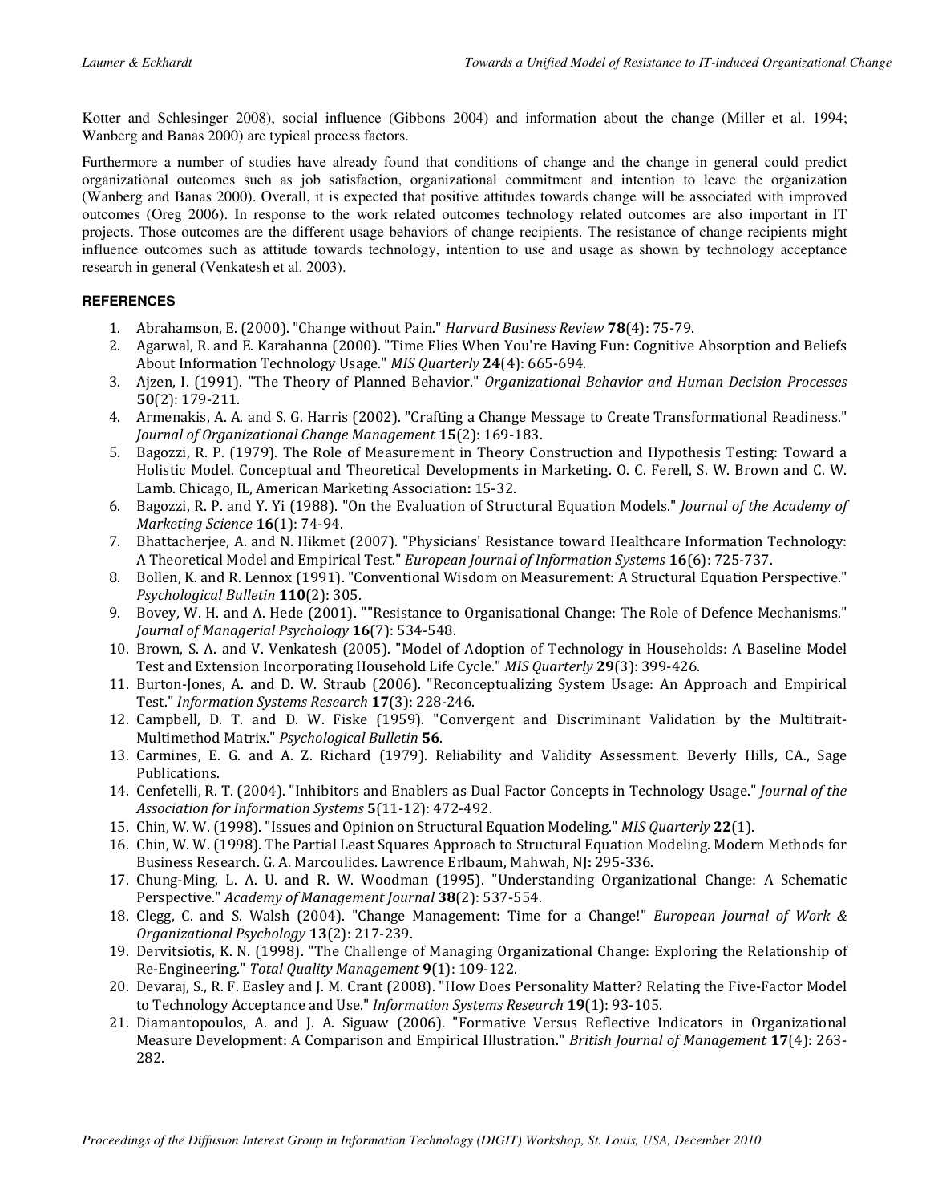Kotter and Schlesinger 2008), social influence (Gibbons 2004) and information about the change (Miller et al. 1994; Wanberg and Banas 2000) are typical process factors.

Furthermore a number of studies have already found that conditions of change and the change in general could predict organizational outcomes such as job satisfaction, organizational commitment and intention to leave the organization (Wanberg and Banas 2000). Overall, it is expected that positive attitudes towards change will be associated with improved outcomes (Oreg 2006). In response to the work related outcomes technology related outcomes are also important in IT projects. Those outcomes are the different usage behaviors of change recipients. The resistance of change recipients might influence outcomes such as attitude towards technology, intention to use and usage as shown by technology acceptance research in general (Venkatesh et al. 2003).

## REFERENCES

1. Abrahamson, E. (2000). "Change without Pain." *Harvard Business Review* **78**(4): 75-79.
2. Agarwal, R. and E. Karahanna (2000). "Time Flies When You're Having Fun: Cognitive Absorption and Beliefs About Information Technology Usage." *MIS Quarterly* **24**(4): 665-694.
3. Ajzen, I. (1991). "The Theory of Planned Behavior." *Organizational Behavior and Human Decision Processes* **50**(2): 179-211.
4. Armenakis, A. A. and S. G. Harris (2002). "Crafting a Change Message to Create Transformational Readiness." *Journal of Organizational Change Management* **15**(2): 169-183.
5. Bagozzi, R. P. (1979). The Role of Measurement in Theory Construction and Hypothesis Testing: Toward a Holistic Model. Conceptual and Theoretical Developments in Marketing. O. C. Ferell, S. W. Brown and C. W. Lamb. Chicago, IL, American Marketing Association**:** 15-32.
6. Bagozzi, R. P. and Y. Yi (1988). "On the Evaluation of Structural Equation Models." *Journal of the Academy of Marketing Science* **16**(1): 74-94.
7. Bhattacherjee, A. and N. Hikmet (2007). "Physicians' Resistance toward Healthcare Information Technology: A Theoretical Model and Empirical Test." *European Journal of Information Systems* **16**(6): 725-737.
8. Bollen, K. and R. Lennox (1991). "Conventional Wisdom on Measurement: A Structural Equation Perspective." *Psychological Bulletin* **110**(2): 305.
9. Bovey, W. H. and A. Hede (2001). ""Resistance to Organisational Change: The Role of Defence Mechanisms." *Journal of Managerial Psychology* **16**(7): 534-548.
10. Brown, S. A. and V. Venkatesh (2005). "Model of Adoption of Technology in Households: A Baseline Model Test and Extension Incorporating Household Life Cycle." *MIS Quarterly* **29**(3): 399-426.
11. Burton-Jones, A. and D. W. Straub (2006). "Reconceptualizing System Usage: An Approach and Empirical Test." *Information Systems Research* **17**(3): 228-246.
12. Campbell, D. T. and D. W. Fiske (1959). "Convergent and Discriminant Validation by the Multitrait-Multimethod Matrix." *Psychological Bulletin* **56**.
13. Carmines, E. G. and A. Z. Richard (1979). Reliability and Validity Assessment. Beverly Hills, CA., Sage Publications.
14. Cenfetelli, R. T. (2004). "Inhibitors and Enablers as Dual Factor Concepts in Technology Usage." *Journal of the Association for Information Systems* **5**(11-12): 472-492.
15. Chin, W. W. (1998). "Issues and Opinion on Structural Equation Modeling." *MIS Quarterly* **22**(1).
16. Chin, W. W. (1998). The Partial Least Squares Approach to Structural Equation Modeling. Modern Methods for Business Research. G. A. Marcoulides. Lawrence Erlbaum, Mahwah, NJ**:** 295-336.
17. Chung-Ming, L. A. U. and R. W. Woodman (1995). "Understanding Organizational Change: A Schematic Perspective." *Academy of Management Journal* **38**(2): 537-554.
18. Clegg, C. and S. Walsh (2004). "Change Management: Time for a Change!" *European Journal of Work & Organizational Psychology* **13**(2): 217-239.
19. Dervitsiotis, K. N. (1998). "The Challenge of Managing Organizational Change: Exploring the Relationship of Re-Engineering." *Total Quality Management* **9**(1): 109-122.
20. Devaraj, S., R. F. Easley and J. M. Crant (2008). "How Does Personality Matter? Relating the Five-Factor Model to Technology Acceptance and Use." *Information Systems Research* **19**(1): 93-105.
21. Diamantopoulos, A. and J. A. Siguaw (2006). "Formative Versus Reflective Indicators in Organizational Measure Development: A Comparison and Empirical Illustration." *British Journal of Management* **17**(4): 263-282.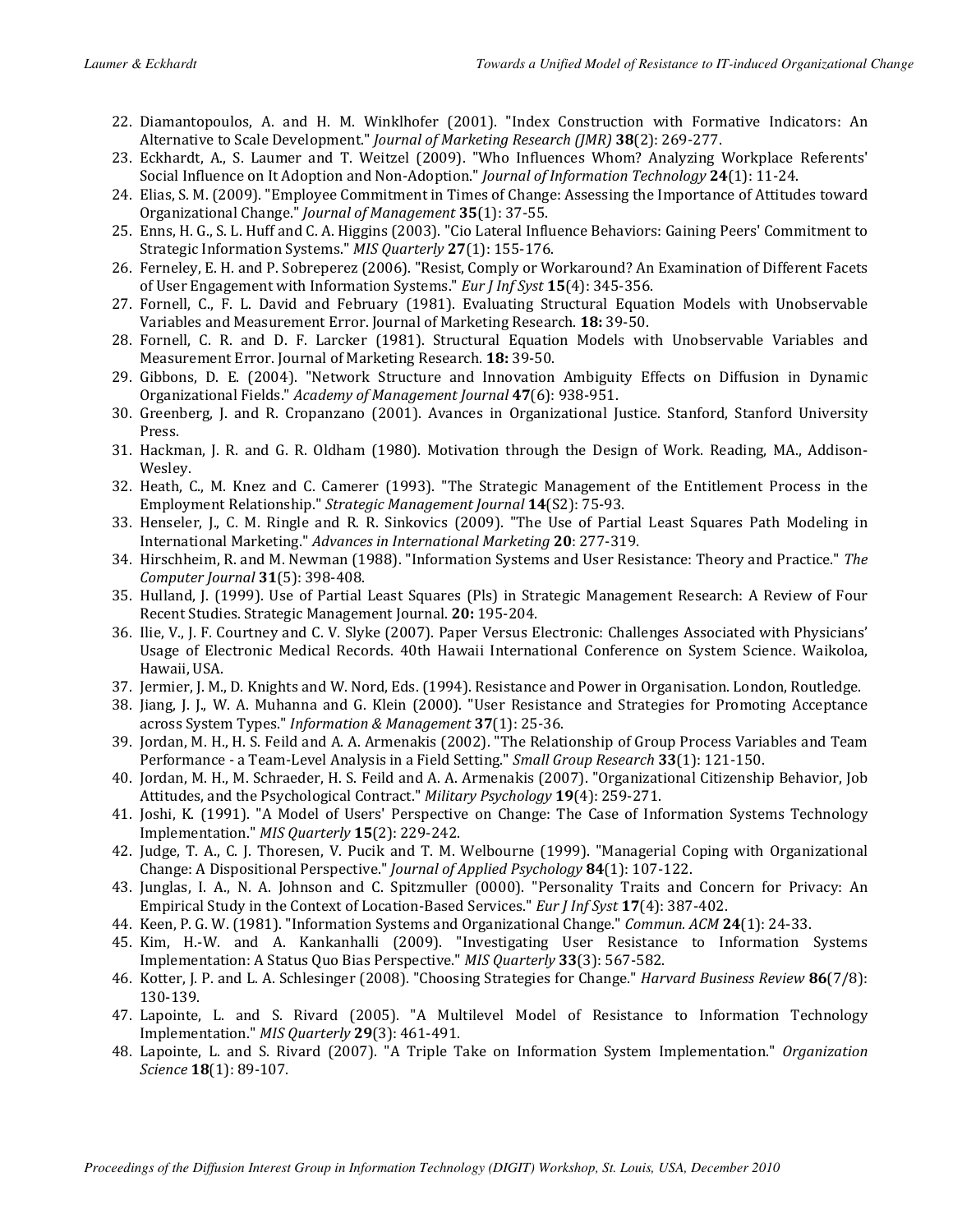22. Diamantopoulos, A. and H. M. Winklhofer (2001). "Index Construction with Formative Indicators: An Alternative to Scale Development." *Journal of Marketing Research (JMR)* **38**(2): 269-277.
23. Eckhardt, A., S. Laumer and T. Weitzel (2009). "Who Influences Whom? Analyzing Workplace Referents' Social Influence on It Adoption and Non-Adoption." *Journal of Information Technology* **24**(1): 11-24.
24. Elias, S. M. (2009). "Employee Commitment in Times of Change: Assessing the Importance of Attitudes toward Organizational Change." *Journal of Management* **35**(1): 37-55.
25. Enns, H. G., S. L. Huff and C. A. Higgins (2003). "Cio Lateral Influence Behaviors: Gaining Peers' Commitment to Strategic Information Systems." *MIS Quarterly* **27**(1): 155-176.
26. Ferneley, E. H. and P. Sobreperez (2006). "Resist, Comply or Workaround? An Examination of Different Facets of User Engagement with Information Systems." *Eur J Inf Syst* **15**(4): 345-356.
27. Fornell, C., F. L. David and February (1981). Evaluating Structural Equation Models with Unobservable Variables and Measurement Error. Journal of Marketing Research. **18:** 39-50.
28. Fornell, C. R. and D. F. Larcker (1981). Structural Equation Models with Unobservable Variables and Measurement Error. Journal of Marketing Research. **18:** 39-50.
29. Gibbons, D. E. (2004). "Network Structure and Innovation Ambiguity Effects on Diffusion in Dynamic Organizational Fields." *Academy of Management Journal* **47**(6): 938-951.
30. Greenberg, J. and R. Cropanzano (2001). Avances in Organizational Justice. Stanford, Stanford University Press.
31. Hackman, J. R. and G. R. Oldham (1980). Motivation through the Design of Work. Reading, MA., Addison-Wesley.
32. Heath, C., M. Knez and C. Camerer (1993). "The Strategic Management of the Entitlement Process in the Employment Relationship." *Strategic Management Journal* **14**(S2): 75-93.
33. Henseler, J., C. M. Ringle and R. R. Sinkovics (2009). "The Use of Partial Least Squares Path Modeling in International Marketing." *Advances in International Marketing* **20**: 277-319.
34. Hirschheim, R. and M. Newman (1988). "Information Systems and User Resistance: Theory and Practice." *The Computer Journal* **31**(5): 398-408.
35. Hulland, J. (1999). Use of Partial Least Squares (Pls) in Strategic Management Research: A Review of Four Recent Studies. Strategic Management Journal. **20:** 195-204.
36. Ilie, V., J. F. Courtney and C. V. Slyke (2007). Paper Versus Electronic: Challenges Associated with Physicians' Usage of Electronic Medical Records. 40th Hawaii International Conference on System Science. Waikoloa, Hawaii, USA.
37. Jermier, J. M., D. Knights and W. Nord, Eds. (1994). Resistance and Power in Organisation. London, Routledge.
38. Jiang, J. J., W. A. Muhanna and G. Klein (2000). "User Resistance and Strategies for Promoting Acceptance across System Types." *Information & Management* **37**(1): 25-36.
39. Jordan, M. H., H. S. Feild and A. A. Armenakis (2002). "The Relationship of Group Process Variables and Team Performance - a Team-Level Analysis in a Field Setting." *Small Group Research* **33**(1): 121-150.
40. Jordan, M. H., M. Schraeder, H. S. Feild and A. A. Armenakis (2007). "Organizational Citizenship Behavior, Job Attitudes, and the Psychological Contract." *Military Psychology* **19**(4): 259-271.
41. Joshi, K. (1991). "A Model of Users' Perspective on Change: The Case of Information Systems Technology Implementation." *MIS Quarterly* **15**(2): 229-242.
42. Judge, T. A., C. J. Thoresen, V. Pucik and T. M. Welbourne (1999). "Managerial Coping with Organizational Change: A Dispositional Perspective." *Journal of Applied Psychology* **84**(1): 107-122.
43. Junglas, I. A., N. A. Johnson and C. Spitzmuller (0000). "Personality Traits and Concern for Privacy: An Empirical Study in the Context of Location-Based Services." *Eur J Inf Syst* **17**(4): 387-402.
44. Keen, P. G. W. (1981). "Information Systems and Organizational Change." *Commun. ACM* **24**(1): 24-33.
45. Kim, H.-W. and A. Kankanhalli (2009). "Investigating User Resistance to Information Systems Implementation: A Status Quo Bias Perspective." *MIS Quarterly* **33**(3): 567-582.
46. Kotter, J. P. and L. A. Schlesinger (2008). "Choosing Strategies for Change." *Harvard Business Review* **86**(7/8): 130-139.
47. Lapointe, L. and S. Rivard (2005). "A Multilevel Model of Resistance to Information Technology Implementation." *MIS Quarterly* **29**(3): 461-491.
48. Lapointe, L. and S. Rivard (2007). "A Triple Take on Information System Implementation." *Organization Science* **18**(1): 89-107.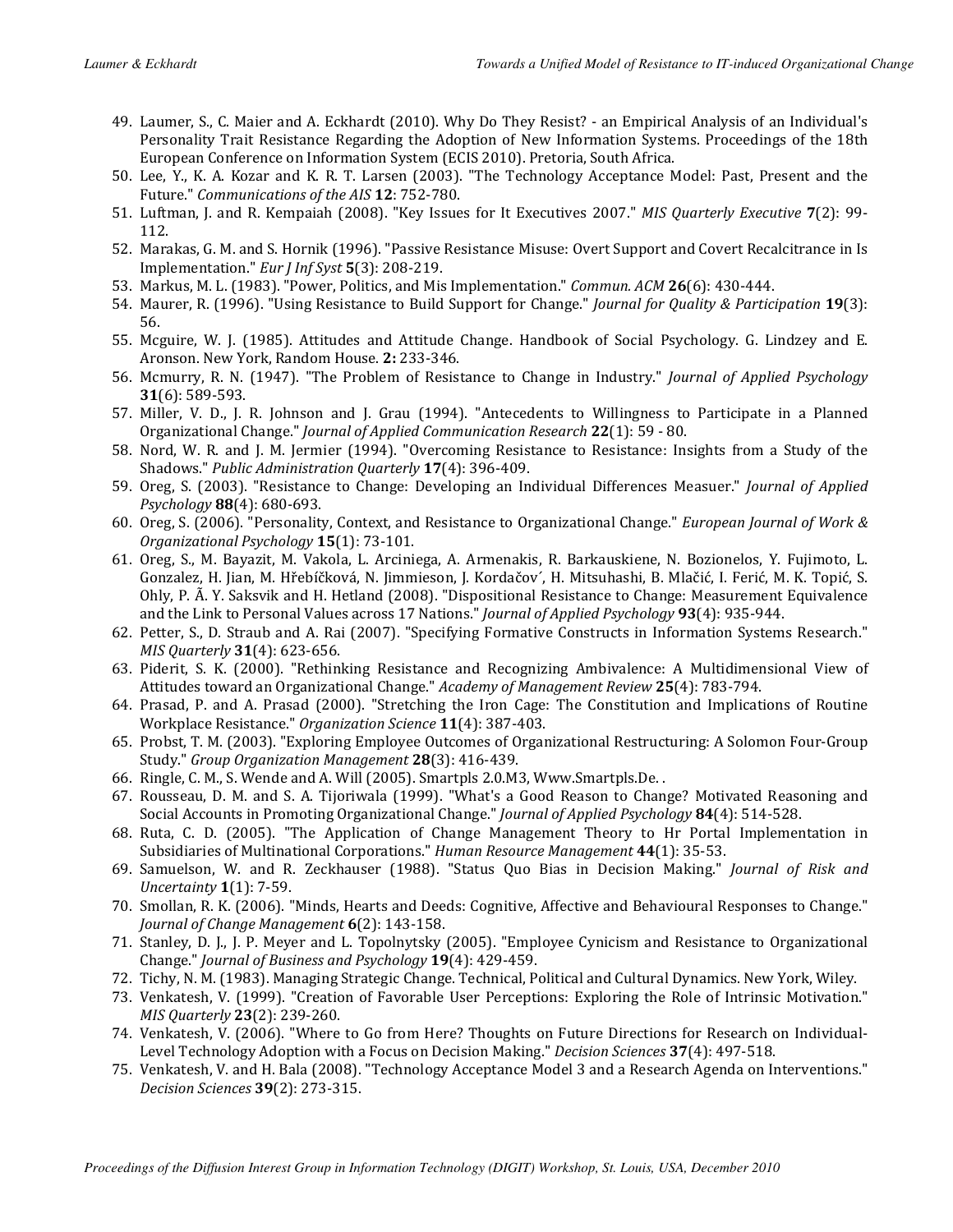49. Laumer, S., C. Maier and A. Eckhardt (2010). Why Do They Resist? - an Empirical Analysis of an Individual's Personality Trait Resistance Regarding the Adoption of New Information Systems. Proceedings of the 18th European Conference on Information System (ECIS 2010). Pretoria, South Africa.
50. Lee, Y., K. A. Kozar and K. R. T. Larsen (2003). "The Technology Acceptance Model: Past, Present and the Future." *Communications of the AIS* **12**: 752-780.
51. Luftman, J. and R. Kempaiah (2008). "Key Issues for It Executives 2007." *MIS Quarterly Executive* **7**(2): 99-112.
52. Marakas, G. M. and S. Hornik (1996). "Passive Resistance Misuse: Overt Support and Covert Recalcitrance in Is Implementation." *Eur J Inf Syst* **5**(3): 208-219.
53. Markus, M. L. (1983). "Power, Politics, and Mis Implementation." *Commun. ACM* **26**(6): 430-444.
54. Maurer, R. (1996). "Using Resistance to Build Support for Change." *Journal for Quality & Participation* **19**(3): 56.
55. Mcguire, W. J. (1985). Attitudes and Attitude Change. Handbook of Social Psychology. G. Lindzey and E. Aronson. New York, Random House. **2:** 233-346.
56. Mcmurry, R. N. (1947). "The Problem of Resistance to Change in Industry." *Journal of Applied Psychology* **31**(6): 589-593.
57. Miller, V. D., J. R. Johnson and J. Grau (1994). "Antecedents to Willingness to Participate in a Planned Organizational Change." *Journal of Applied Communication Research* **22**(1): 59 - 80.
58. Nord, W. R. and J. M. Jermier (1994). "Overcoming Resistance to Resistance: Insights from a Study of the Shadows." *Public Administration Quarterly* **17**(4): 396-409.
59. Oreg, S. (2003). "Resistance to Change: Developing an Individual Differences Measuer." *Journal of Applied Psychology* **88**(4): 680-693.
60. Oreg, S. (2006). "Personality, Context, and Resistance to Organizational Change." *European Journal of Work & Organizational Psychology* **15**(1): 73-101.
61. Oreg, S., M. Bayazit, M. Vakola, L. Arciniega, A. Armenakis, R. Barkauskiene, N. Bozionelos, Y. Fujimoto, L. Gonzalez, H. Jian, M. Hřebíčková, N. Jimmieson, J. Kordačov´, H. Mitsuhashi, B. Mlačić, I. Ferić, M. K. Topić, S. Ohly, P. Ã. Y. Saksvik and H. Hetland (2008). "Dispositional Resistance to Change: Measurement Equivalence and the Link to Personal Values across 17 Nations." *Journal of Applied Psychology* **93**(4): 935-944.
62. Petter, S., D. Straub and A. Rai (2007). "Specifying Formative Constructs in Information Systems Research." *MIS Quarterly* **31**(4): 623-656.
63. Piderit, S. K. (2000). "Rethinking Resistance and Recognizing Ambivalence: A Multidimensional View of Attitudes toward an Organizational Change." *Academy of Management Review* **25**(4): 783-794.
64. Prasad, P. and A. Prasad (2000). "Stretching the Iron Cage: The Constitution and Implications of Routine Workplace Resistance." *Organization Science* **11**(4): 387-403.
65. Probst, T. M. (2003). "Exploring Employee Outcomes of Organizational Restructuring: A Solomon Four-Group Study." *Group Organization Management* **28**(3): 416-439.
66. Ringle, C. M., S. Wende and A. Will (2005). Smartpls 2.0.M3, Www.Smartpls.De. .
67. Rousseau, D. M. and S. A. Tijoriwala (1999). "What's a Good Reason to Change? Motivated Reasoning and Social Accounts in Promoting Organizational Change." *Journal of Applied Psychology* **84**(4): 514-528.
68. Ruta, C. D. (2005). "The Application of Change Management Theory to Hr Portal Implementation in Subsidiaries of Multinational Corporations." *Human Resource Management* **44**(1): 35-53.
69. Samuelson, W. and R. Zeckhauser (1988). "Status Quo Bias in Decision Making." *Journal of Risk and Uncertainty* **1**(1): 7-59.
70. Smollan, R. K. (2006). "Minds, Hearts and Deeds: Cognitive, Affective and Behavioural Responses to Change." *Journal of Change Management* **6**(2): 143-158.
71. Stanley, D. J., J. P. Meyer and L. Topolnytsky (2005). "Employee Cynicism and Resistance to Organizational Change." *Journal of Business and Psychology* **19**(4): 429-459.
72. Tichy, N. M. (1983). Managing Strategic Change. Technical, Political and Cultural Dynamics. New York, Wiley.
73. Venkatesh, V. (1999). "Creation of Favorable User Perceptions: Exploring the Role of Intrinsic Motivation." *MIS Quarterly* **23**(2): 239-260.
74. Venkatesh, V. (2006). "Where to Go from Here? Thoughts on Future Directions for Research on Individual-Level Technology Adoption with a Focus on Decision Making." *Decision Sciences* **37**(4): 497-518.
75. Venkatesh, V. and H. Bala (2008). "Technology Acceptance Model 3 and a Research Agenda on Interventions." *Decision Sciences* **39**(2): 273-315.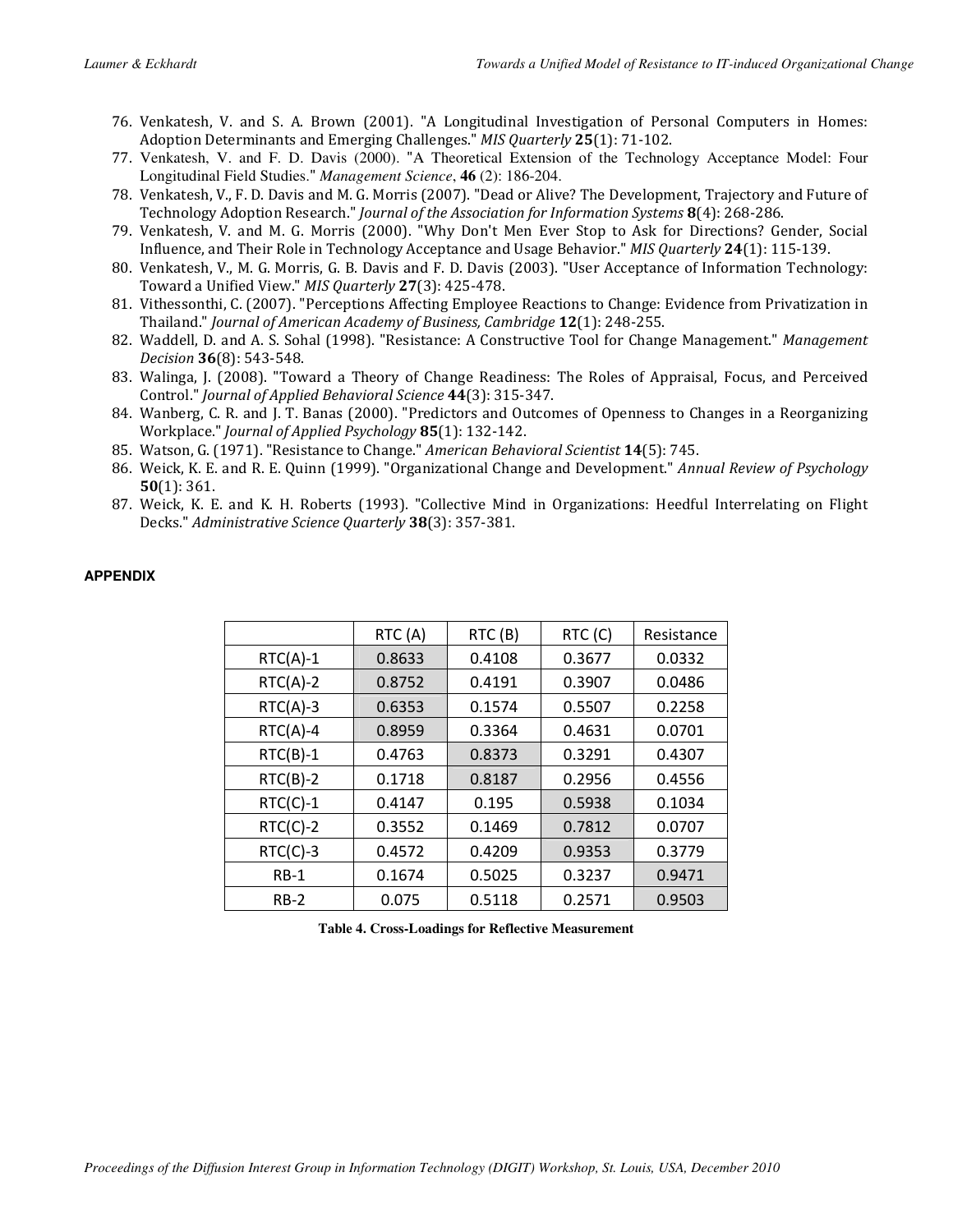76. Venkatesh, V. and S. A. Brown (2001). "A Longitudinal Investigation of Personal Computers in Homes: Adoption Determinants and Emerging Challenges." *MIS Quarterly* **25**(1): 71-102.
77. Venkatesh, V. and F. D. Davis (2000). "A Theoretical Extension of the Technology Acceptance Model: Four Longitudinal Field Studies." *Management Science*, **46** (2): 186-204.
78. Venkatesh, V., F. D. Davis and M. G. Morris (2007). "Dead or Alive? The Development, Trajectory and Future of Technology Adoption Research." *Journal of the Association for Information Systems* **8**(4): 268-286.
79. Venkatesh, V. and M. G. Morris (2000). "Why Don't Men Ever Stop to Ask for Directions? Gender, Social Influence, and Their Role in Technology Acceptance and Usage Behavior." *MIS Quarterly* **24**(1): 115-139.
80. Venkatesh, V., M. G. Morris, G. B. Davis and F. D. Davis (2003). "User Acceptance of Information Technology: Toward a Unified View." *MIS Quarterly* **27**(3): 425-478.
81. Vithessonthi, C. (2007). "Perceptions Affecting Employee Reactions to Change: Evidence from Privatization in Thailand." *Journal of American Academy of Business, Cambridge* **12**(1): 248-255.
82. Waddell, D. and A. S. Sohal (1998). "Resistance: A Constructive Tool for Change Management." *Management Decision* **36**(8): 543-548.
83. Walinga, J. (2008). "Toward a Theory of Change Readiness: The Roles of Appraisal, Focus, and Perceived Control." *Journal of Applied Behavioral Science* **44**(3): 315-347.
84. Wanberg, C. R. and J. T. Banas (2000). "Predictors and Outcomes of Openness to Changes in a Reorganizing Workplace." *Journal of Applied Psychology* **85**(1): 132-142.
85. Watson, G. (1971). "Resistance to Change." *American Behavioral Scientist* **14**(5): 745.
86. Weick, K. E. and R. E. Quinn (1999). "Organizational Change and Development." *Annual Review of Psychology* **50**(1): 361.
87. Weick, K. E. and K. H. Roberts (1993). "Collective Mind in Organizations: Heedful Interrelating on Flight Decks." *Administrative Science Quarterly* **38**(3): 357-381.

## APPENDIX

| | RTC (A) | RTC (B) | RTC (C) | Resistance |
|---|---|---|---|---|
| RTC(A)-1 | 0.8633 | 0.4108 | 0.3677 | 0.0332 |
| RTC(A)-2 | 0.8752 | 0.4191 | 0.3907 | 0.0486 |
| RTC(A)-3 | 0.6353 | 0.1574 | 0.5507 | 0.2258 |
| RTC(A)-4 | 0.8959 | 0.3364 | 0.4631 | 0.0701 |
| RTC(B)-1 | 0.4763 | 0.8373 | 0.3291 | 0.4307 |
| RTC(B)-2 | 0.1718 | 0.8187 | 0.2956 | 0.4556 |
| RTC(C)-1 | 0.4147 | 0.195 | 0.5938 | 0.1034 |
| RTC(C)-2 | 0.3552 | 0.1469 | 0.7812 | 0.0707 |
| RTC(C)-3 | 0.4572 | 0.4209 | 0.9353 | 0.3779 |
| RB-1 | 0.1674 | 0.5025 | 0.3237 | 0.9471 |
| RB-2 | 0.075 | 0.5118 | 0.2571 | 0.9503 |

**Table 4. Cross-Loadings for Reflective Measurement**